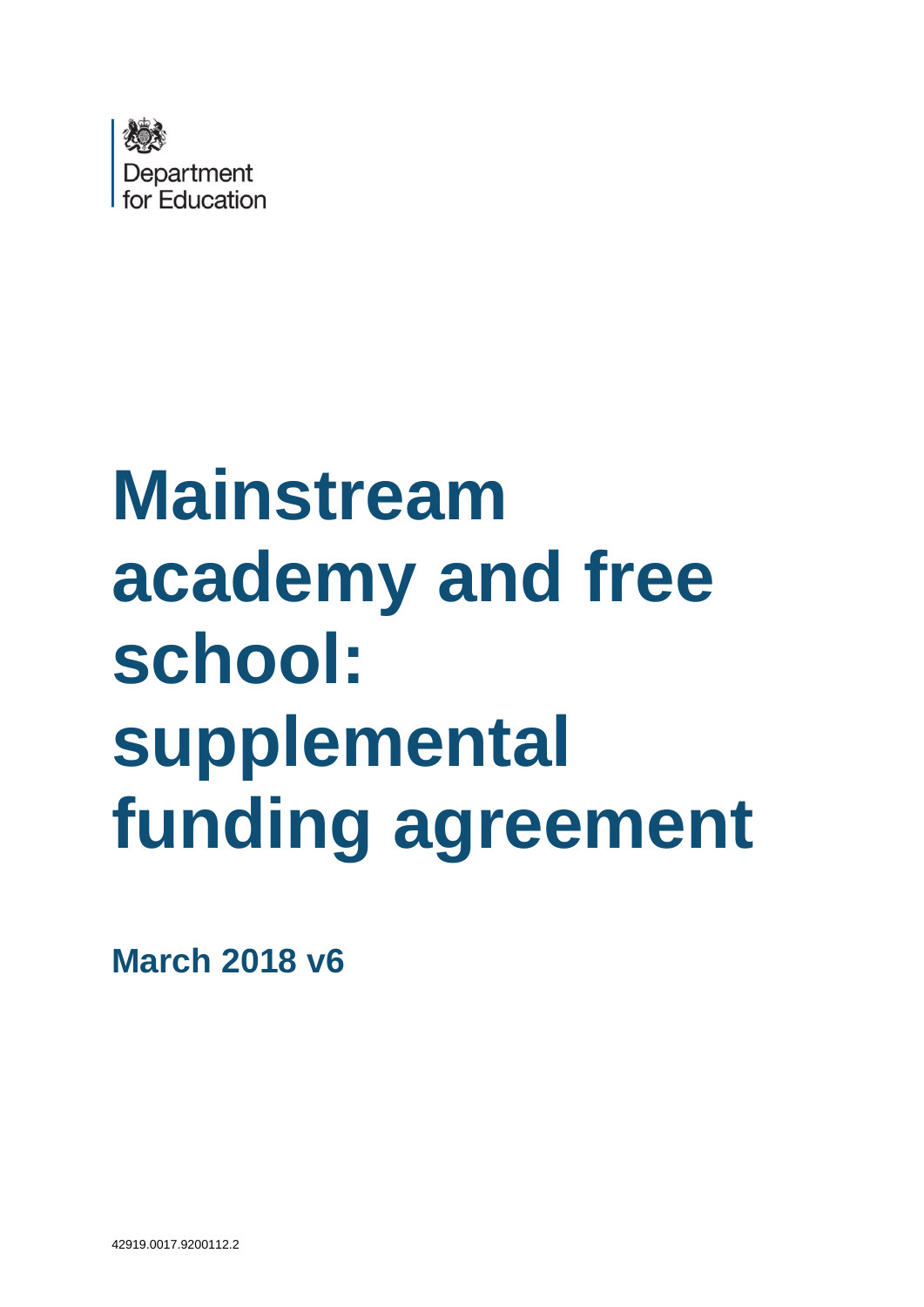Department for Education

# Mainstream academy and free school: supplemental funding agreement

**March 2018 v6**

42919.0017.9200112.2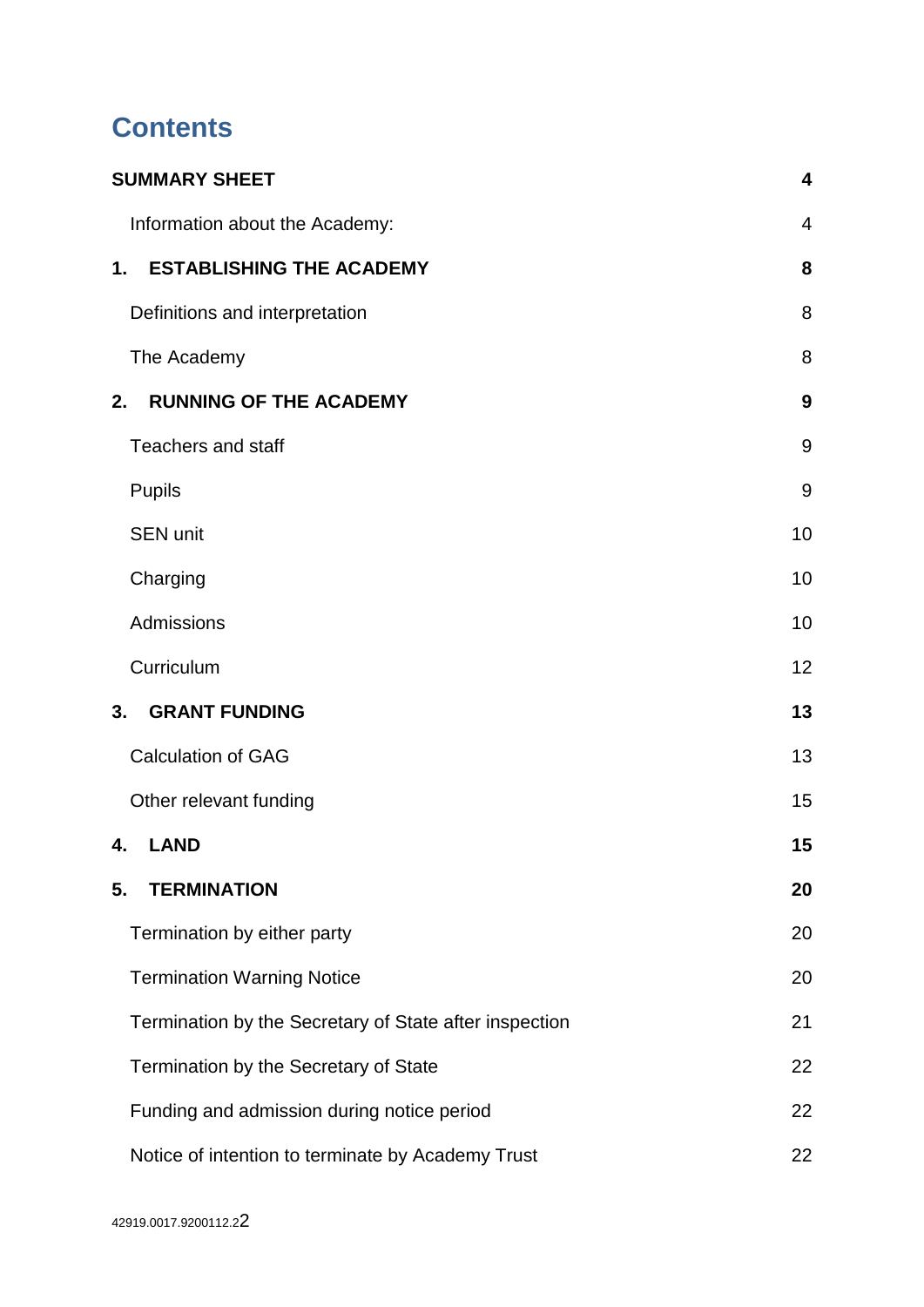# Contents

| | |
|---|---|
| **SUMMARY SHEET** | **4** |
| Information about the Academy: | 4 |
| **1. ESTABLISHING THE ACADEMY** | **8** |
| Definitions and interpretation | 8 |
| The Academy | 8 |
| **2. RUNNING OF THE ACADEMY** | **9** |
| Teachers and staff | 9 |
| Pupils | 9 |
| SEN unit | 10 |
| Charging | 10 |
| Admissions | 10 |
| Curriculum | 12 |
| **3. GRANT FUNDING** | **13** |
| Calculation of GAG | 13 |
| Other relevant funding | 15 |
| **4. LAND** | **15** |
| **5. TERMINATION** | **20** |
| Termination by either party | 20 |
| Termination Warning Notice | 20 |
| Termination by the Secretary of State after inspection | 21 |
| Termination by the Secretary of State | 22 |
| Funding and admission during notice period | 22 |
| Notice of intention to terminate by Academy Trust | 22 |

42919.0017.9200112.2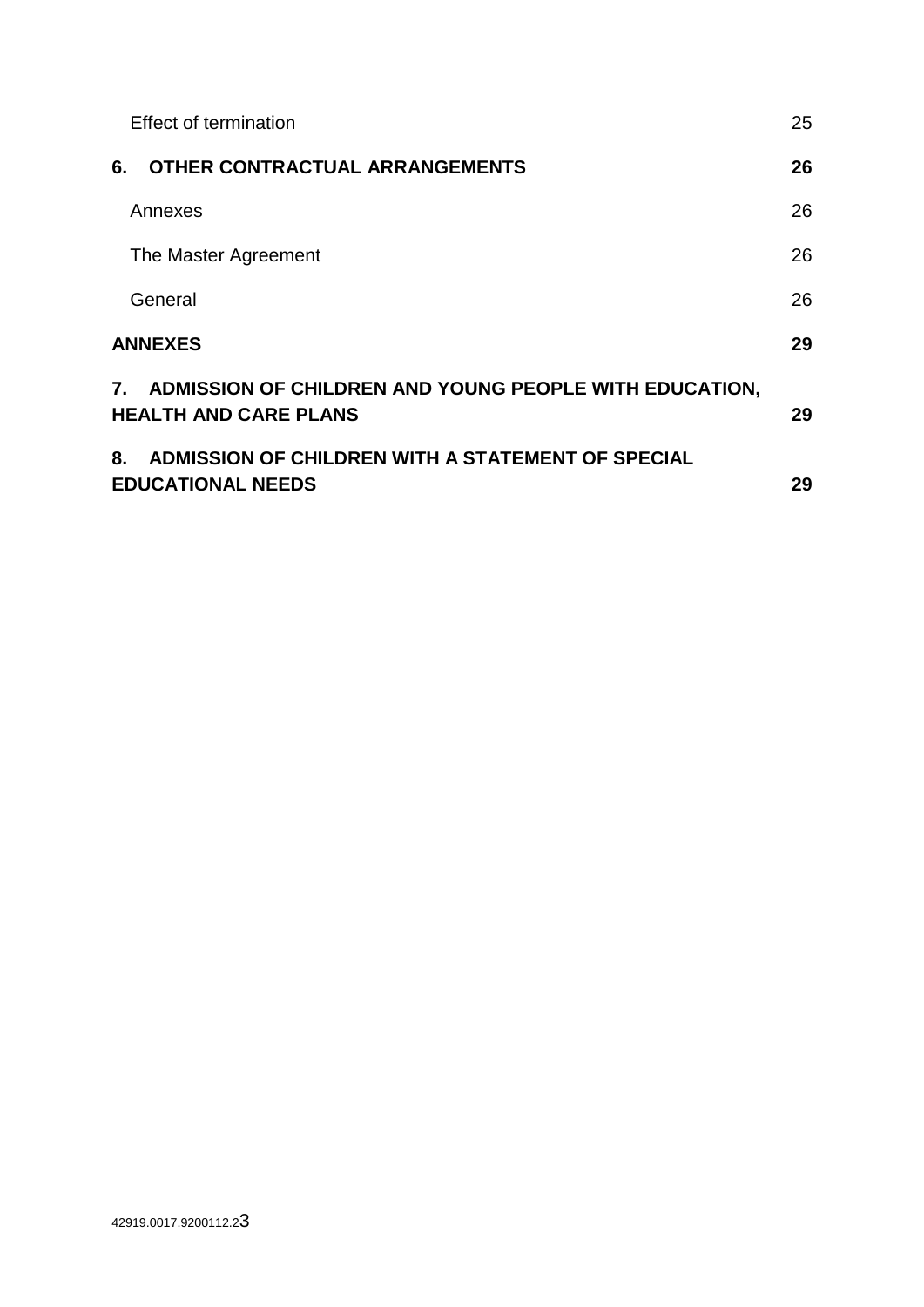Effect of termination 25

**6. OTHER CONTRACTUAL ARRANGEMENTS 26**

Annexes 26

The Master Agreement 26

General 26

**ANNEXES 29**

**7. ADMISSION OF CHILDREN AND YOUNG PEOPLE WITH EDUCATION, HEALTH AND CARE PLANS 29**

**8. ADMISSION OF CHILDREN WITH A STATEMENT OF SPECIAL EDUCATIONAL NEEDS 29**

42919.0017.9200112.2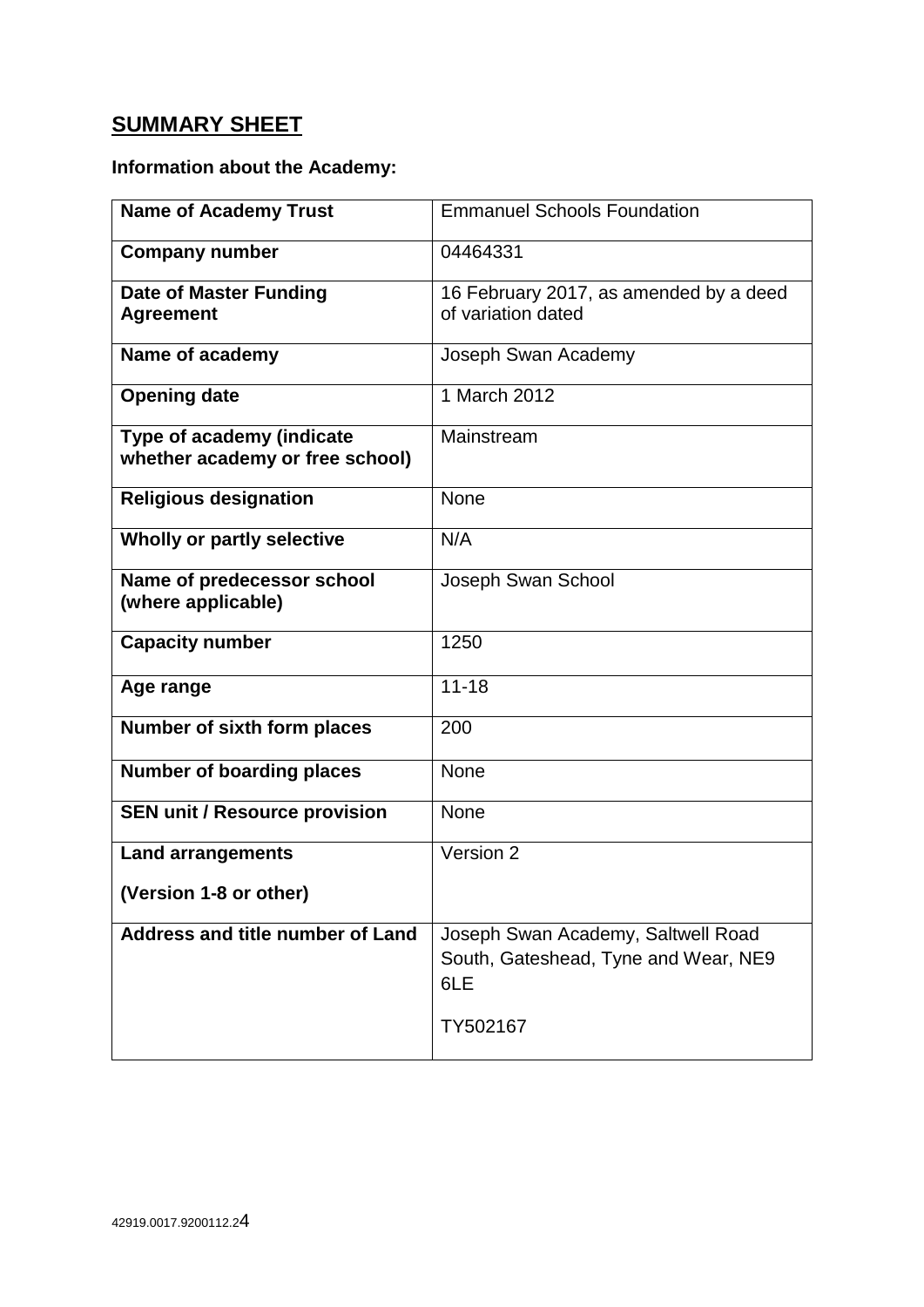## SUMMARY SHEET

**Information about the Academy:**

| | |
|---|---|
| **Name of Academy Trust** | Emmanuel Schools Foundation |
| **Company number** | 04464331 |
| **Date of Master Funding Agreement** | 16 February 2017, as amended by a deed of variation dated |
| **Name of academy** | Joseph Swan Academy |
| **Opening date** | 1 March 2012 |
| **Type of academy (indicate whether academy or free school)** | Mainstream |
| **Religious designation** | None |
| **Wholly or partly selective** | N/A |
| **Name of predecessor school (where applicable)** | Joseph Swan School |
| **Capacity number** | 1250 |
| **Age range** | 11-18 |
| **Number of sixth form places** | 200 |
| **Number of boarding places** | None |
| **SEN unit / Resource provision** | None |
| **Land arrangements**<br><br>**(Version 1-8 or other)** | Version 2 |
| **Address and title number of Land** | Joseph Swan Academy, Saltwell Road South, Gateshead, Tyne and Wear, NE9 6LE<br><br>TY502167 |

42919.0017.9200112.2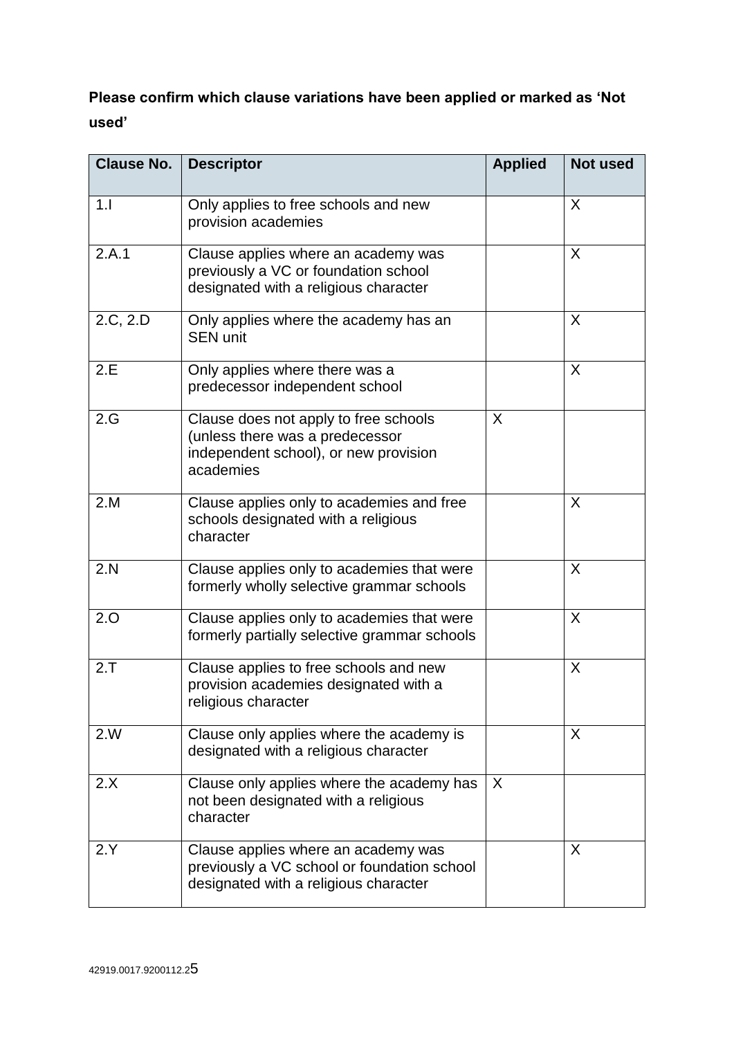**Please confirm which clause variations have been applied or marked as 'Not used'**

| Clause No. | Descriptor | Applied | Not used |
|---|---|---|---|
| 1.I | Only applies to free schools and new provision academies | | X |
| 2.A.1 | Clause applies where an academy was previously a VC or foundation school designated with a religious character | | X |
| 2.C, 2.D | Only applies where the academy has an SEN unit | | X |
| 2.E | Only applies where there was a predecessor independent school | | X |
| 2.G | Clause does not apply to free schools (unless there was a predecessor independent school), or new provision academies | X | |
| 2.M | Clause applies only to academies and free schools designated with a religious character | | X |
| 2.N | Clause applies only to academies that were formerly wholly selective grammar schools | | X |
| 2.O | Clause applies only to academies that were formerly partially selective grammar schools | | X |
| 2.T | Clause applies to free schools and new provision academies designated with a religious character | | X |
| 2.W | Clause only applies where the academy is designated with a religious character | | X |
| 2.X | Clause only applies where the academy has not been designated with a religious character | X | |
| 2.Y | Clause applies where an academy was previously a VC school or foundation school designated with a religious character | | X |

42919.0017.9200112.2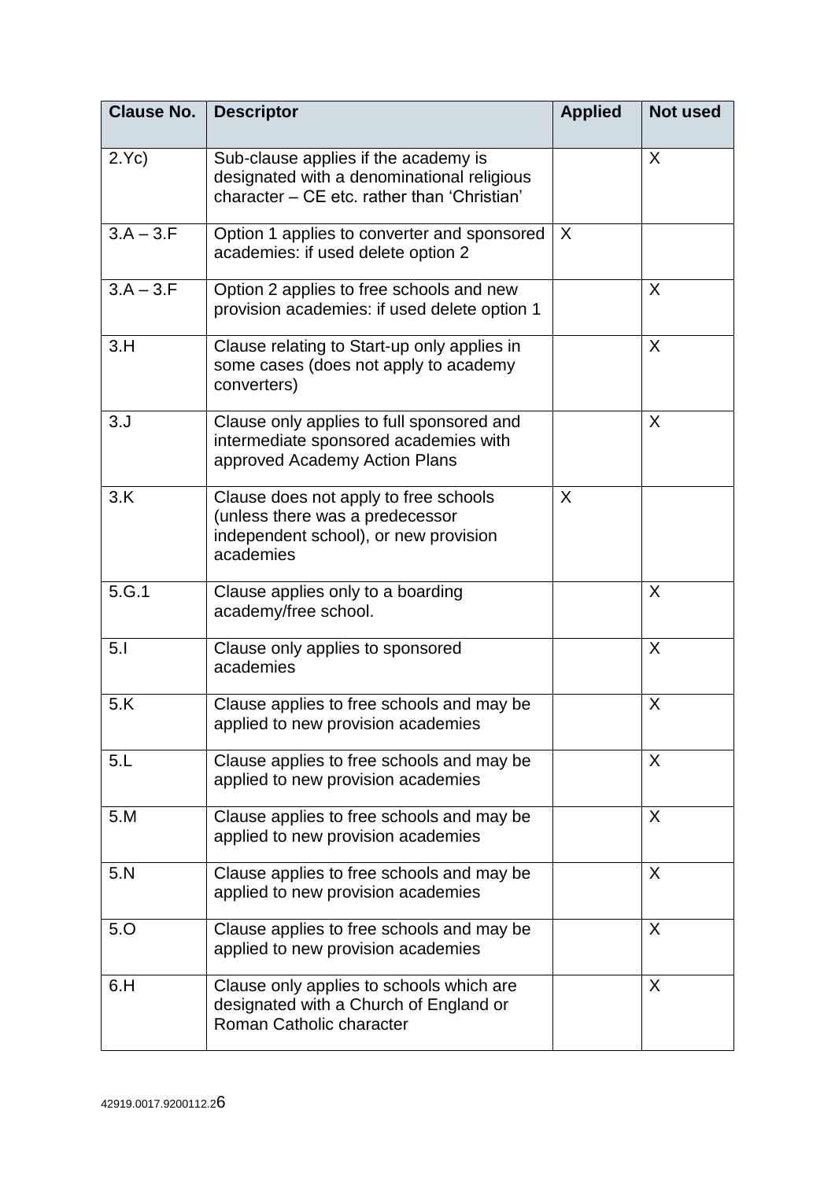| Clause No. | Descriptor | Applied | Not used |
| --- | --- | --- | --- |
| 2.Yc) | Sub-clause applies if the academy is designated with a denominational religious character – CE etc. rather than 'Christian' | | X |
| 3.A – 3.F | Option 1 applies to converter and sponsored academies: if used delete option 2 | X | |
| 3.A – 3.F | Option 2 applies to free schools and new provision academies: if used delete option 1 | | X |
| 3.H | Clause relating to Start-up only applies in some cases (does not apply to academy converters) | | X |
| 3.J | Clause only applies to full sponsored and intermediate sponsored academies with approved Academy Action Plans | | X |
| 3.K | Clause does not apply to free schools (unless there was a predecessor independent school), or new provision academies | X | |
| 5.G.1 | Clause applies only to a boarding academy/free school. | | X |
| 5.I | Clause only applies to sponsored academies | | X |
| 5.K | Clause applies to free schools and may be applied to new provision academies | | X |
| 5.L | Clause applies to free schools and may be applied to new provision academies | | X |
| 5.M | Clause applies to free schools and may be applied to new provision academies | | X |
| 5.N | Clause applies to free schools and may be applied to new provision academies | | X |
| 5.O | Clause applies to free schools and may be applied to new provision academies | | X |
| 6.H | Clause only applies to schools which are designated with a Church of England or Roman Catholic character | | X |

42919.0017.9200112.2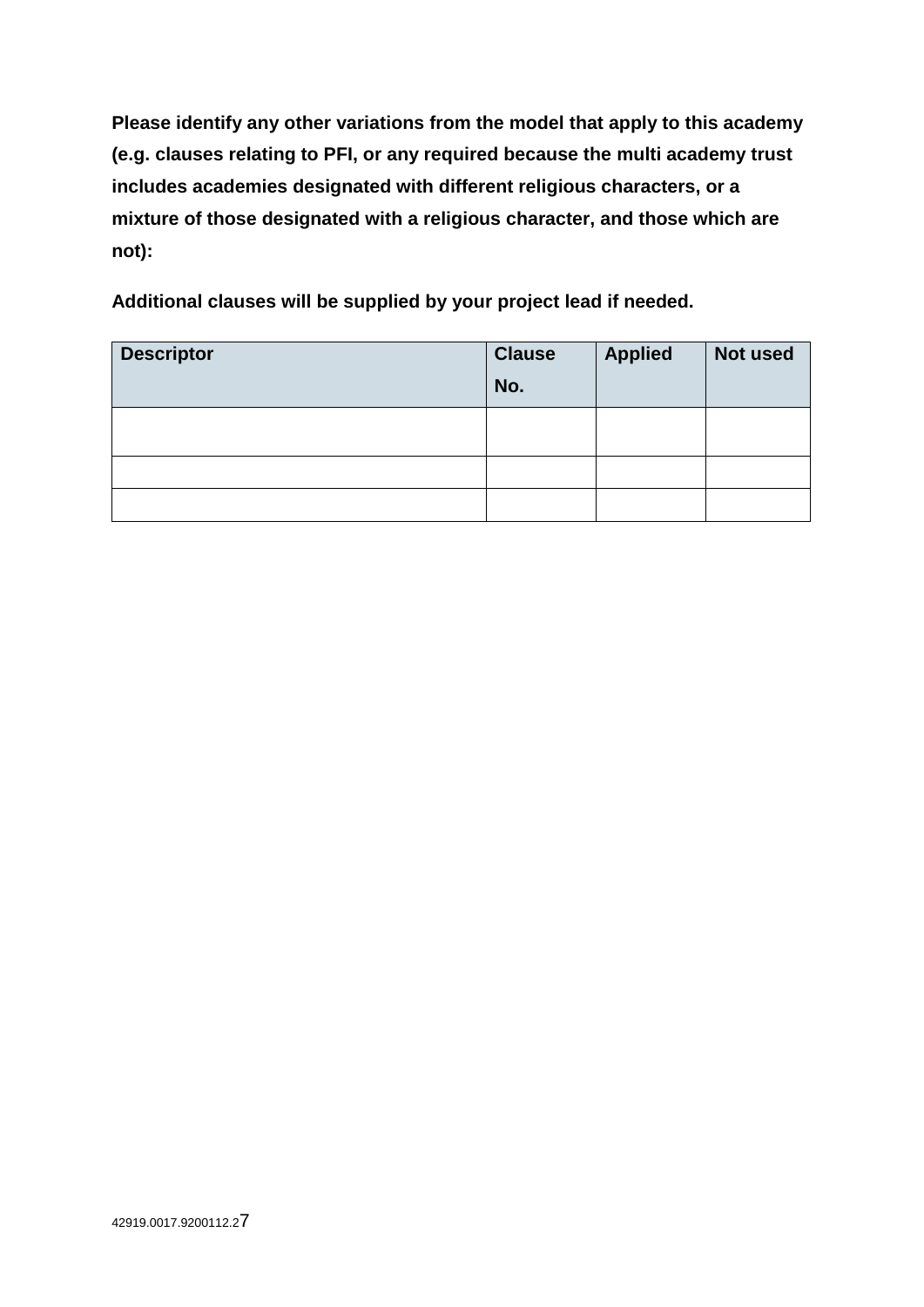**Please identify any other variations from the model that apply to this academy (e.g. clauses relating to PFI, or any required because the multi academy trust includes academies designated with different religious characters, or a mixture of those designated with a religious character, and those which are not):**

**Additional clauses will be supplied by your project lead if needed.**

| Descriptor | Clause No. | Applied | Not used |
|---|---|---|---|
| | | | |
| | | | |
| | | | |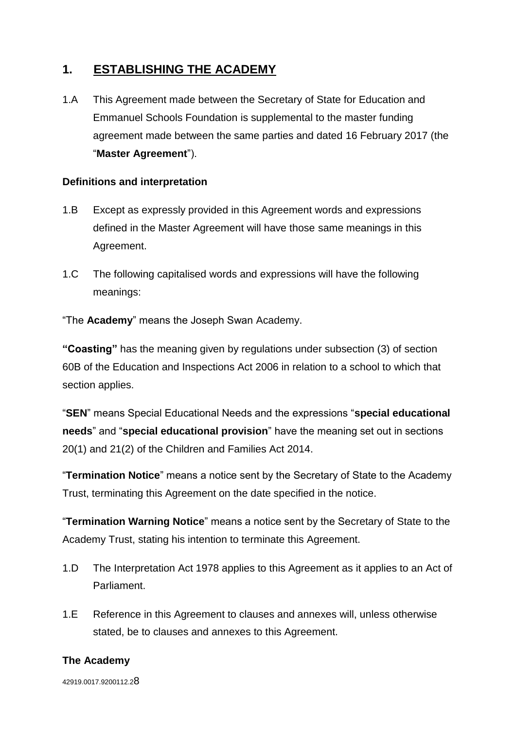## 1. ESTABLISHING THE ACADEMY

1.A This Agreement made between the Secretary of State for Education and Emmanuel Schools Foundation is supplemental to the master funding agreement made between the same parties and dated 16 February 2017 (the "**Master Agreement**").

### Definitions and interpretation

1.B Except as expressly provided in this Agreement words and expressions defined in the Master Agreement will have those same meanings in this Agreement.

1.C The following capitalised words and expressions will have the following meanings:

"The **Academy**" means the Joseph Swan Academy.

**"Coasting"** has the meaning given by regulations under subsection (3) of section 60B of the Education and Inspections Act 2006 in relation to a school to which that section applies.

"**SEN**" means Special Educational Needs and the expressions "**special educational needs**" and "**special educational provision**" have the meaning set out in sections 20(1) and 21(2) of the Children and Families Act 2014.

"**Termination Notice**" means a notice sent by the Secretary of State to the Academy Trust, terminating this Agreement on the date specified in the notice.

"**Termination Warning Notice**" means a notice sent by the Secretary of State to the Academy Trust, stating his intention to terminate this Agreement.

1.D The Interpretation Act 1978 applies to this Agreement as it applies to an Act of Parliament.

1.E Reference in this Agreement to clauses and annexes will, unless otherwise stated, be to clauses and annexes to this Agreement.

### The Academy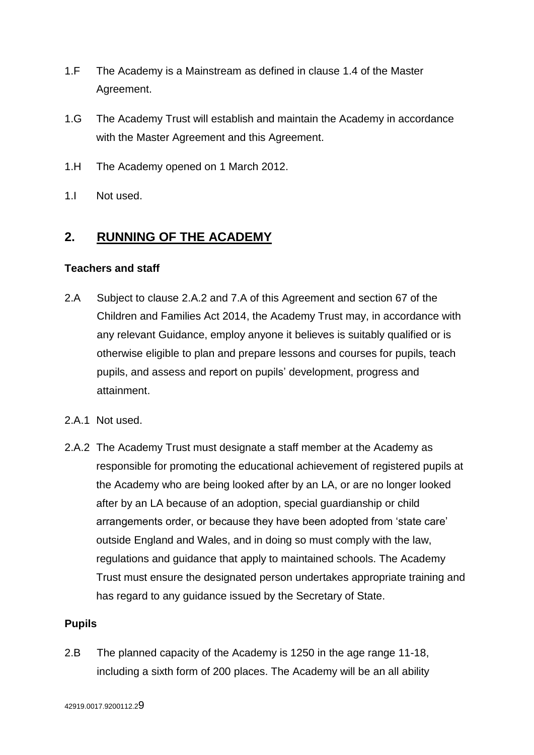1.F The Academy is a Mainstream as defined in clause 1.4 of the Master Agreement.

1.G The Academy Trust will establish and maintain the Academy in accordance with the Master Agreement and this Agreement.

1.H The Academy opened on 1 March 2012.

1.I Not used.

## 2. RUNNING OF THE ACADEMY

**Teachers and staff**

2.A Subject to clause 2.A.2 and 7.A of this Agreement and section 67 of the Children and Families Act 2014, the Academy Trust may, in accordance with any relevant Guidance, employ anyone it believes is suitably qualified or is otherwise eligible to plan and prepare lessons and courses for pupils, teach pupils, and assess and report on pupils' development, progress and attainment.

2.A.1 Not used.

2.A.2 The Academy Trust must designate a staff member at the Academy as responsible for promoting the educational achievement of registered pupils at the Academy who are being looked after by an LA, or are no longer looked after by an LA because of an adoption, special guardianship or child arrangements order, or because they have been adopted from 'state care' outside England and Wales, and in doing so must comply with the law, regulations and guidance that apply to maintained schools. The Academy Trust must ensure the designated person undertakes appropriate training and has regard to any guidance issued by the Secretary of State.

**Pupils**

2.B The planned capacity of the Academy is 1250 in the age range 11-18, including a sixth form of 200 places. The Academy will be an all ability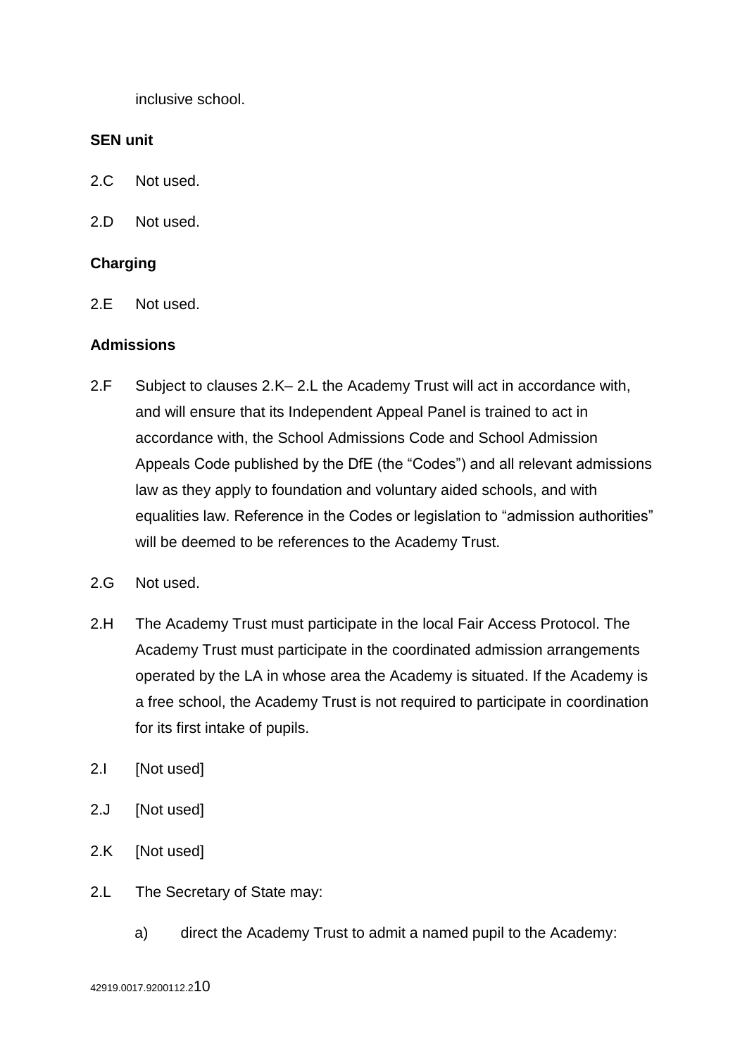inclusive school.

**SEN unit**

2.C Not used.

2.D Not used.

**Charging**

2.E Not used.

**Admissions**

2.F Subject to clauses 2.K– 2.L the Academy Trust will act in accordance with, and will ensure that its Independent Appeal Panel is trained to act in accordance with, the School Admissions Code and School Admission Appeals Code published by the DfE (the "Codes") and all relevant admissions law as they apply to foundation and voluntary aided schools, and with equalities law. Reference in the Codes or legislation to "admission authorities" will be deemed to be references to the Academy Trust.

2.G Not used.

2.H The Academy Trust must participate in the local Fair Access Protocol. The Academy Trust must participate in the coordinated admission arrangements operated by the LA in whose area the Academy is situated. If the Academy is a free school, the Academy Trust is not required to participate in coordination for its first intake of pupils.

2.I [Not used]

2.J [Not used]

2.K [Not used]

2.L The Secretary of State may:

a) direct the Academy Trust to admit a named pupil to the Academy: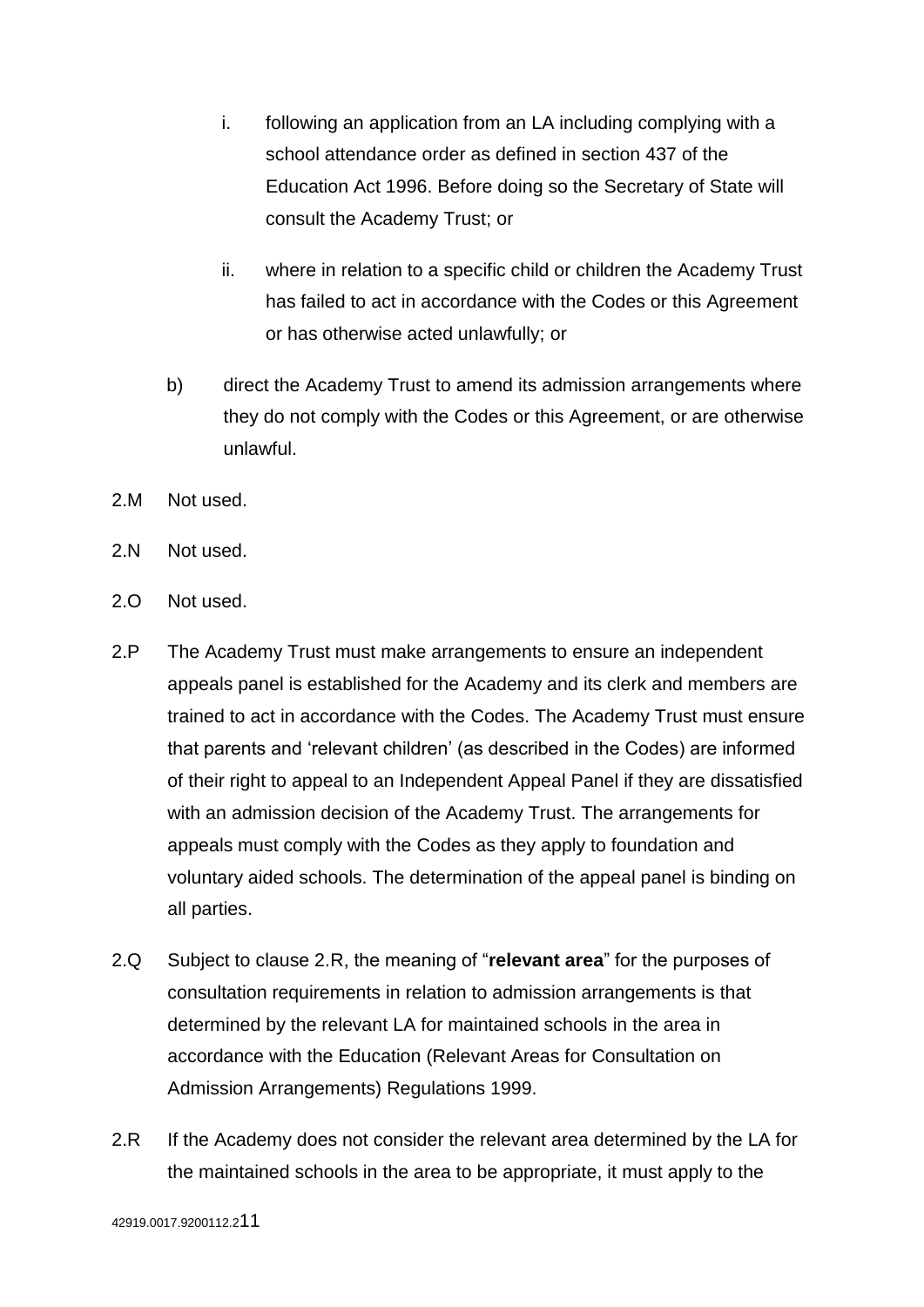i. following an application from an LA including complying with a school attendance order as defined in section 437 of the Education Act 1996. Before doing so the Secretary of State will consult the Academy Trust; or

   ii. where in relation to a specific child or children the Academy Trust has failed to act in accordance with the Codes or this Agreement or has otherwise acted unlawfully; or

b) direct the Academy Trust to amend its admission arrangements where they do not comply with the Codes or this Agreement, or are otherwise unlawful.

2.M Not used.

2.N Not used.

2.O Not used.

2.P The Academy Trust must make arrangements to ensure an independent appeals panel is established for the Academy and its clerk and members are trained to act in accordance with the Codes. The Academy Trust must ensure that parents and 'relevant children' (as described in the Codes) are informed of their right to appeal to an Independent Appeal Panel if they are dissatisfied with an admission decision of the Academy Trust. The arrangements for appeals must comply with the Codes as they apply to foundation and voluntary aided schools. The determination of the appeal panel is binding on all parties.

2.Q Subject to clause 2.R, the meaning of "**relevant area**" for the purposes of consultation requirements in relation to admission arrangements is that determined by the relevant LA for maintained schools in the area in accordance with the Education (Relevant Areas for Consultation on Admission Arrangements) Regulations 1999.

2.R If the Academy does not consider the relevant area determined by the LA for the maintained schools in the area to be appropriate, it must apply to the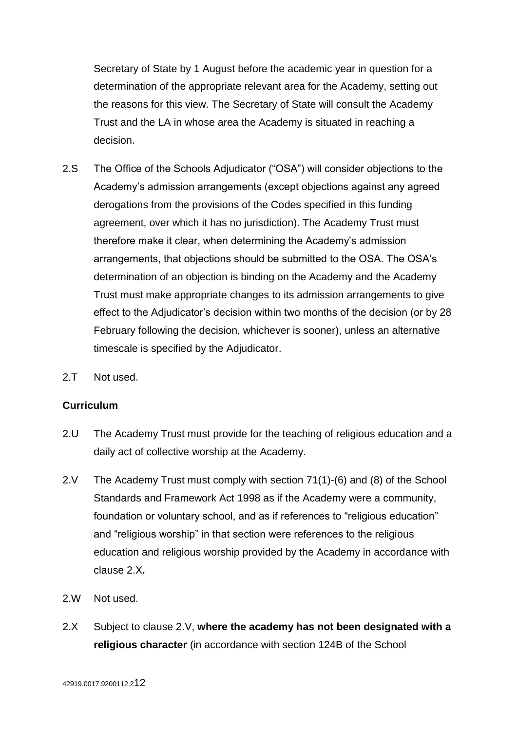Secretary of State by 1 August before the academic year in question for a determination of the appropriate relevant area for the Academy, setting out the reasons for this view. The Secretary of State will consult the Academy Trust and the LA in whose area the Academy is situated in reaching a decision.

2.S The Office of the Schools Adjudicator ("OSA") will consider objections to the Academy's admission arrangements (except objections against any agreed derogations from the provisions of the Codes specified in this funding agreement, over which it has no jurisdiction). The Academy Trust must therefore make it clear, when determining the Academy's admission arrangements, that objections should be submitted to the OSA. The OSA's determination of an objection is binding on the Academy and the Academy Trust must make appropriate changes to its admission arrangements to give effect to the Adjudicator's decision within two months of the decision (or by 28 February following the decision, whichever is sooner), unless an alternative timescale is specified by the Adjudicator.

2.T Not used.

**Curriculum**

2.U The Academy Trust must provide for the teaching of religious education and a daily act of collective worship at the Academy.

2.V The Academy Trust must comply with section 71(1)-(6) and (8) of the School Standards and Framework Act 1998 as if the Academy were a community, foundation or voluntary school, and as if references to "religious education" and "religious worship" in that section were references to the religious education and religious worship provided by the Academy in accordance with clause 2.X*.*

2.W Not used.

2.X Subject to clause 2.V, **where the academy has not been designated with a religious character** (in accordance with section 124B of the School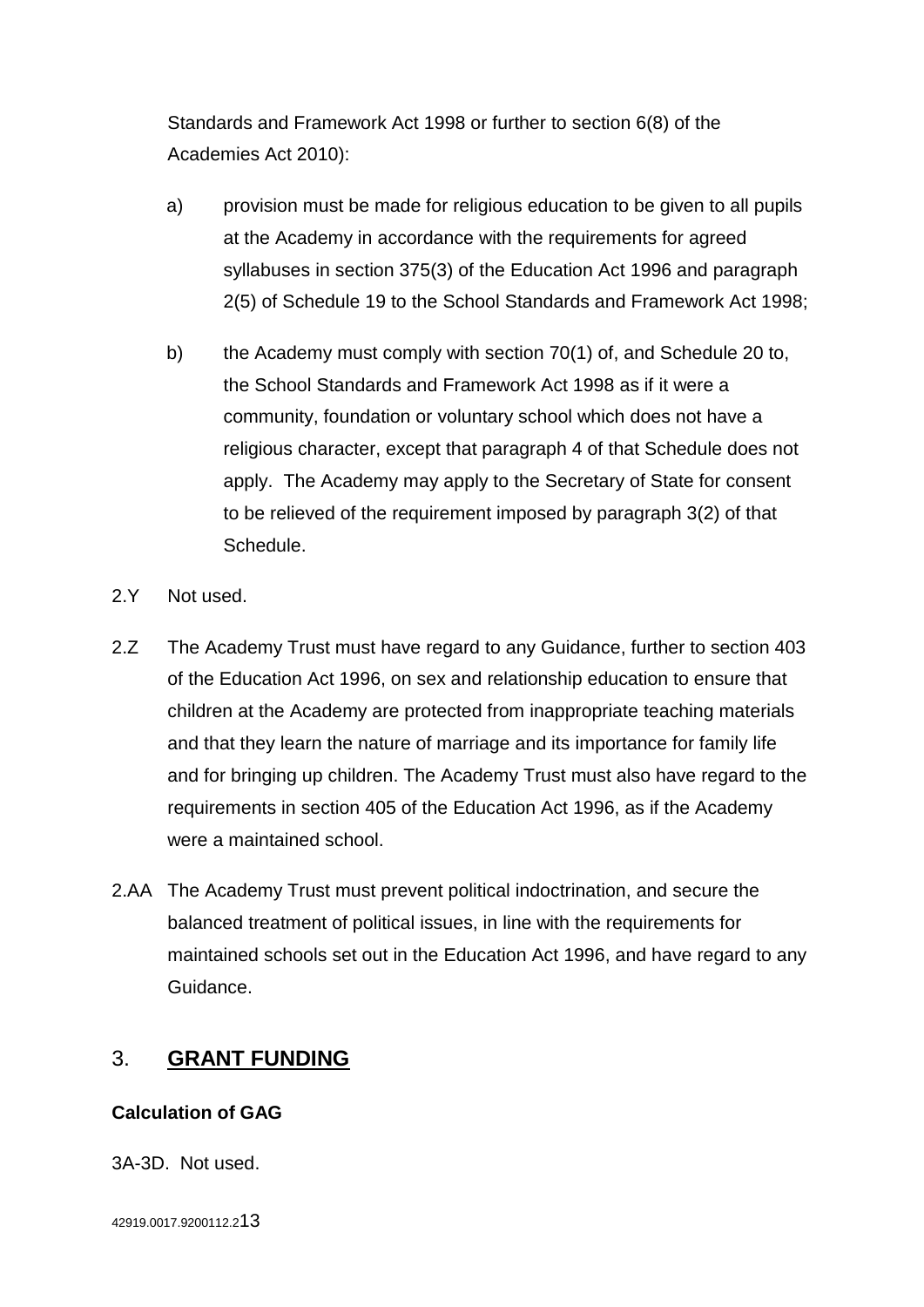Standards and Framework Act 1998 or further to section 6(8) of the Academies Act 2010):

a) provision must be made for religious education to be given to all pupils at the Academy in accordance with the requirements for agreed syllabuses in section 375(3) of the Education Act 1996 and paragraph 2(5) of Schedule 19 to the School Standards and Framework Act 1998;

b) the Academy must comply with section 70(1) of, and Schedule 20 to, the School Standards and Framework Act 1998 as if it were a community, foundation or voluntary school which does not have a religious character, except that paragraph 4 of that Schedule does not apply. The Academy may apply to the Secretary of State for consent to be relieved of the requirement imposed by paragraph 3(2) of that Schedule.

2.Y Not used.

2.Z The Academy Trust must have regard to any Guidance, further to section 403 of the Education Act 1996, on sex and relationship education to ensure that children at the Academy are protected from inappropriate teaching materials and that they learn the nature of marriage and its importance for family life and for bringing up children. The Academy Trust must also have regard to the requirements in section 405 of the Education Act 1996, as if the Academy were a maintained school.

2.AA The Academy Trust must prevent political indoctrination, and secure the balanced treatment of political issues, in line with the requirements for maintained schools set out in the Education Act 1996, and have regard to any Guidance.

## 3. **GRANT FUNDING**

**Calculation of GAG**

3A-3D. Not used.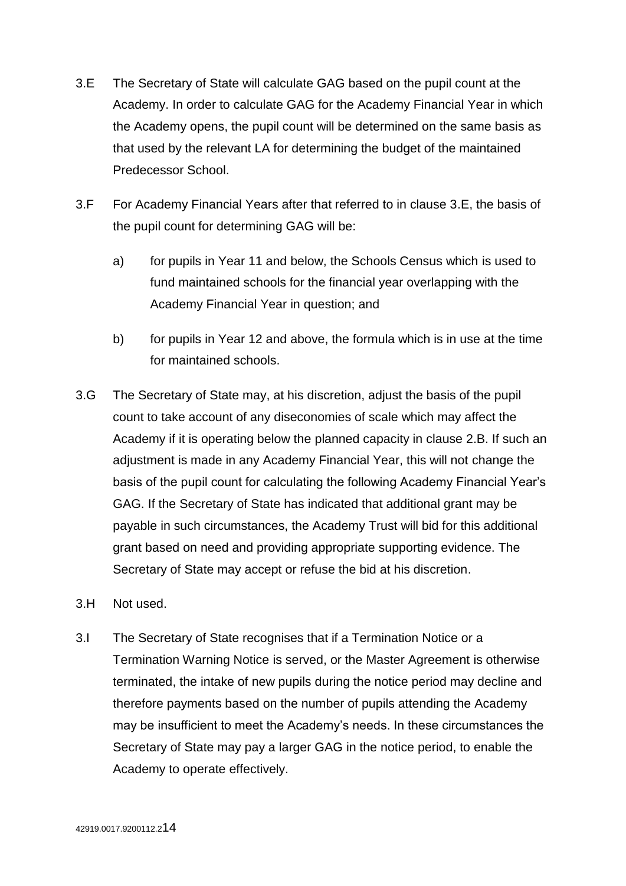3.E The Secretary of State will calculate GAG based on the pupil count at the Academy. In order to calculate GAG for the Academy Financial Year in which the Academy opens, the pupil count will be determined on the same basis as that used by the relevant LA for determining the budget of the maintained Predecessor School.

3.F For Academy Financial Years after that referred to in clause 3.E, the basis of the pupil count for determining GAG will be:

a) for pupils in Year 11 and below, the Schools Census which is used to fund maintained schools for the financial year overlapping with the Academy Financial Year in question; and

b) for pupils in Year 12 and above, the formula which is in use at the time for maintained schools.

3.G The Secretary of State may, at his discretion, adjust the basis of the pupil count to take account of any diseconomies of scale which may affect the Academy if it is operating below the planned capacity in clause 2.B. If such an adjustment is made in any Academy Financial Year, this will not change the basis of the pupil count for calculating the following Academy Financial Year's GAG. If the Secretary of State has indicated that additional grant may be payable in such circumstances, the Academy Trust will bid for this additional grant based on need and providing appropriate supporting evidence. The Secretary of State may accept or refuse the bid at his discretion.

3.H Not used.

3.I The Secretary of State recognises that if a Termination Notice or a Termination Warning Notice is served, or the Master Agreement is otherwise terminated, the intake of new pupils during the notice period may decline and therefore payments based on the number of pupils attending the Academy may be insufficient to meet the Academy's needs. In these circumstances the Secretary of State may pay a larger GAG in the notice period, to enable the Academy to operate effectively.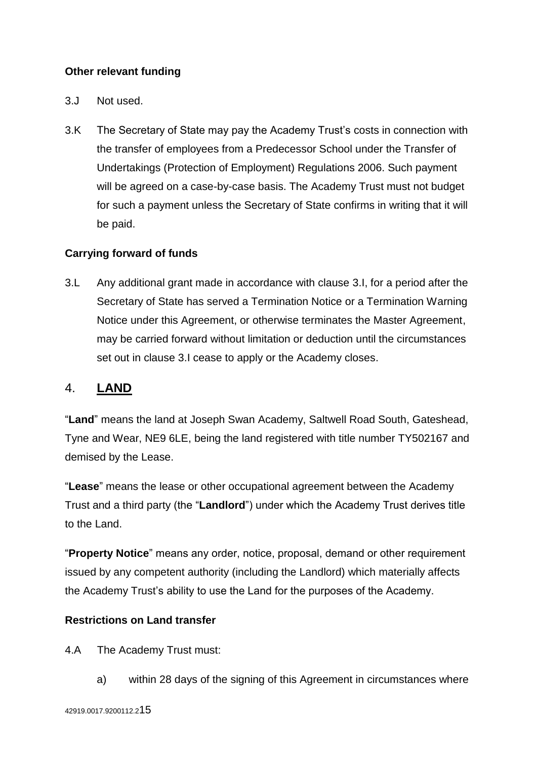**Other relevant funding**

3.J Not used.

3.K The Secretary of State may pay the Academy Trust's costs in connection with the transfer of employees from a Predecessor School under the Transfer of Undertakings (Protection of Employment) Regulations 2006. Such payment will be agreed on a case-by-case basis. The Academy Trust must not budget for such a payment unless the Secretary of State confirms in writing that it will be paid.

**Carrying forward of funds**

3.L Any additional grant made in accordance with clause 3.I, for a period after the Secretary of State has served a Termination Notice or a Termination Warning Notice under this Agreement, or otherwise terminates the Master Agreement, may be carried forward without limitation or deduction until the circumstances set out in clause 3.I cease to apply or the Academy closes.

## 4. LAND

"**Land**" means the land at Joseph Swan Academy, Saltwell Road South, Gateshead, Tyne and Wear, NE9 6LE, being the land registered with title number TY502167 and demised by the Lease.

"**Lease**" means the lease or other occupational agreement between the Academy Trust and a third party (the "**Landlord**") under which the Academy Trust derives title to the Land.

"**Property Notice**" means any order, notice, proposal, demand or other requirement issued by any competent authority (including the Landlord) which materially affects the Academy Trust's ability to use the Land for the purposes of the Academy.

**Restrictions on Land transfer**

4.A The Academy Trust must:

a) within 28 days of the signing of this Agreement in circumstances where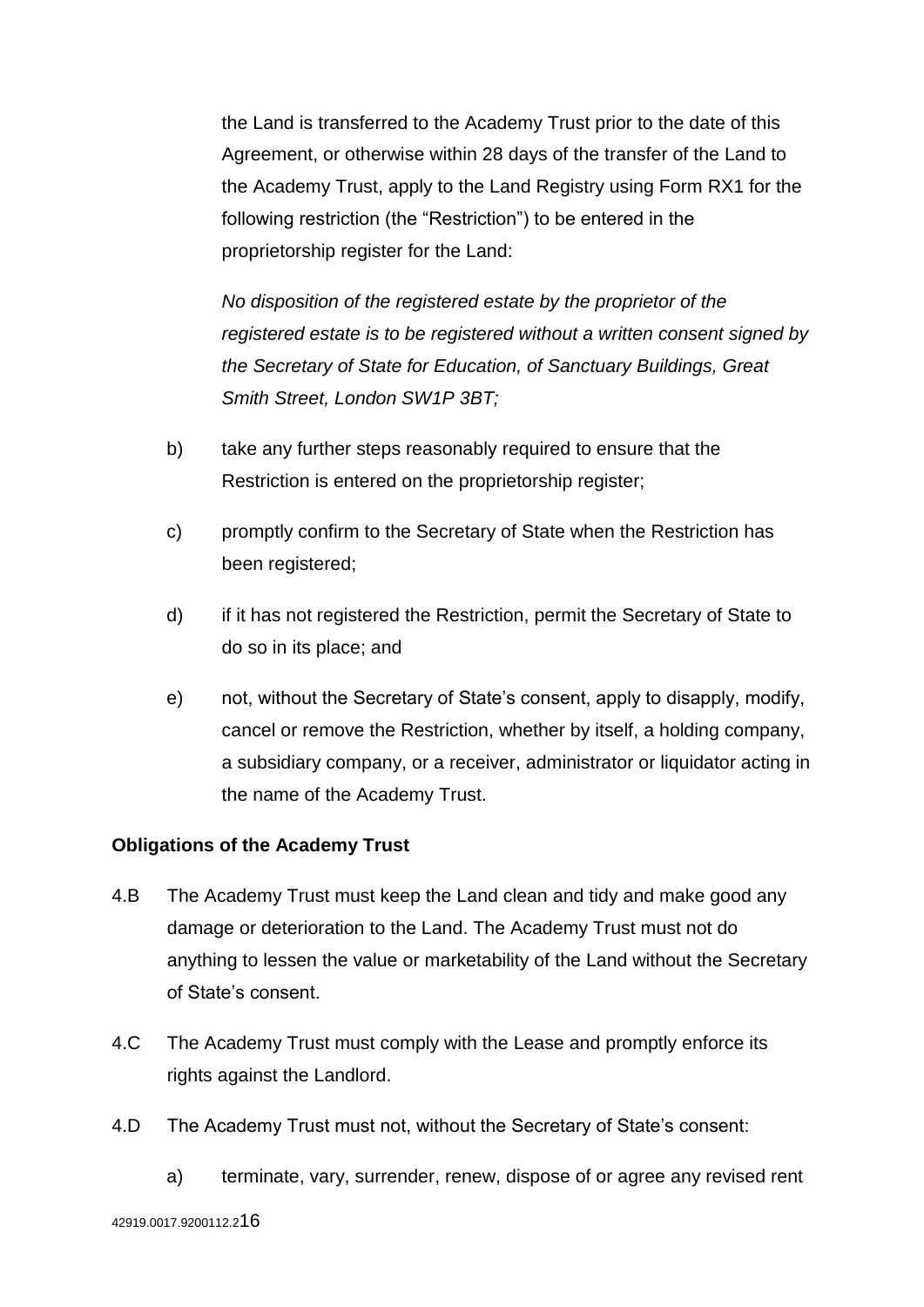the Land is transferred to the Academy Trust prior to the date of this Agreement, or otherwise within 28 days of the transfer of the Land to the Academy Trust, apply to the Land Registry using Form RX1 for the following restriction (the "Restriction") to be entered in the proprietorship register for the Land:

*No disposition of the registered estate by the proprietor of the registered estate is to be registered without a written consent signed by the Secretary of State for Education, of Sanctuary Buildings, Great Smith Street, London SW1P 3BT;*

b) take any further steps reasonably required to ensure that the Restriction is entered on the proprietorship register;

c) promptly confirm to the Secretary of State when the Restriction has been registered;

d) if it has not registered the Restriction, permit the Secretary of State to do so in its place; and

e) not, without the Secretary of State's consent, apply to disapply, modify, cancel or remove the Restriction, whether by itself, a holding company, a subsidiary company, or a receiver, administrator or liquidator acting in the name of the Academy Trust.

**Obligations of the Academy Trust**

4.B The Academy Trust must keep the Land clean and tidy and make good any damage or deterioration to the Land. The Academy Trust must not do anything to lessen the value or marketability of the Land without the Secretary of State's consent.

4.C The Academy Trust must comply with the Lease and promptly enforce its rights against the Landlord.

4.D The Academy Trust must not, without the Secretary of State's consent:

a) terminate, vary, surrender, renew, dispose of or agree any revised rent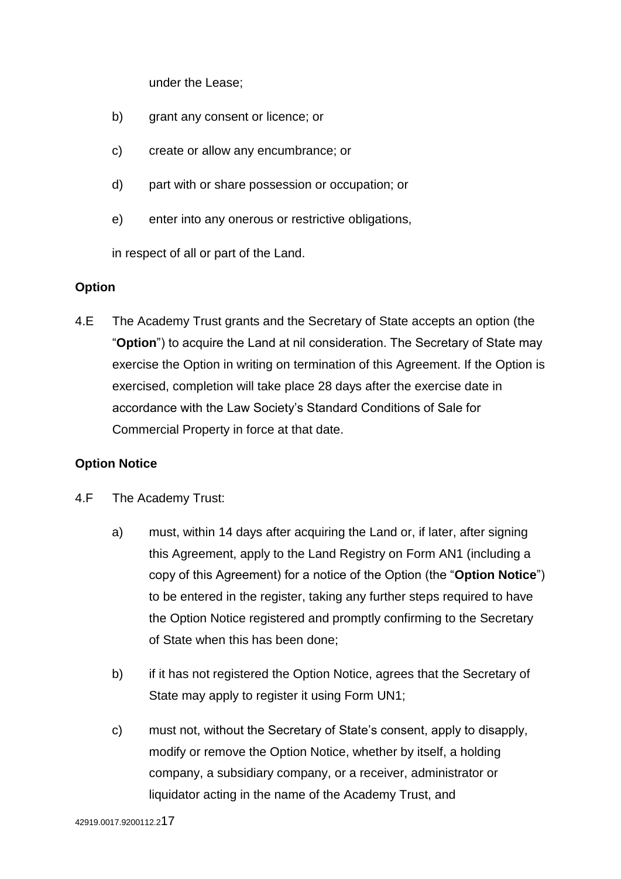under the Lease;

b) grant any consent or licence; or

c) create or allow any encumbrance; or

d) part with or share possession or occupation; or

e) enter into any onerous or restrictive obligations,

in respect of all or part of the Land.

**Option**

4.E The Academy Trust grants and the Secretary of State accepts an option (the "**Option**") to acquire the Land at nil consideration. The Secretary of State may exercise the Option in writing on termination of this Agreement. If the Option is exercised, completion will take place 28 days after the exercise date in accordance with the Law Society's Standard Conditions of Sale for Commercial Property in force at that date.

**Option Notice**

4.F The Academy Trust:

a) must, within 14 days after acquiring the Land or, if later, after signing this Agreement, apply to the Land Registry on Form AN1 (including a copy of this Agreement) for a notice of the Option (the "**Option Notice**") to be entered in the register, taking any further steps required to have the Option Notice registered and promptly confirming to the Secretary of State when this has been done;

b) if it has not registered the Option Notice, agrees that the Secretary of State may apply to register it using Form UN1;

c) must not, without the Secretary of State's consent, apply to disapply, modify or remove the Option Notice, whether by itself, a holding company, a subsidiary company, or a receiver, administrator or liquidator acting in the name of the Academy Trust, and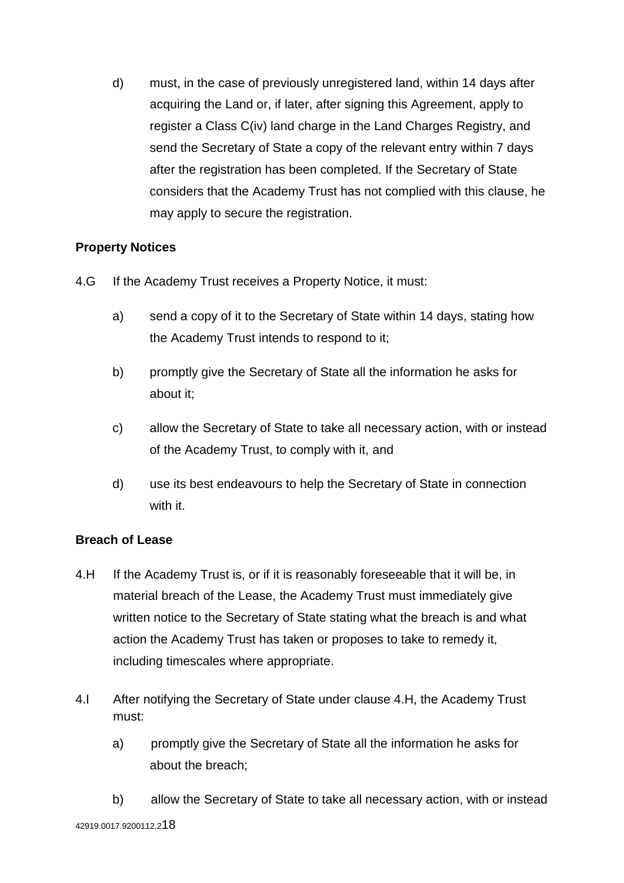d) must, in the case of previously unregistered land, within 14 days after acquiring the Land or, if later, after signing this Agreement, apply to register a Class C(iv) land charge in the Land Charges Registry, and send the Secretary of State a copy of the relevant entry within 7 days after the registration has been completed. If the Secretary of State considers that the Academy Trust has not complied with this clause, he may apply to secure the registration.

**Property Notices**

4.G If the Academy Trust receives a Property Notice, it must:

a) send a copy of it to the Secretary of State within 14 days, stating how the Academy Trust intends to respond to it;

b) promptly give the Secretary of State all the information he asks for about it;

c) allow the Secretary of State to take all necessary action, with or instead of the Academy Trust, to comply with it, and

d) use its best endeavours to help the Secretary of State in connection with it.

**Breach of Lease**

4.H If the Academy Trust is, or if it is reasonably foreseeable that it will be, in material breach of the Lease, the Academy Trust must immediately give written notice to the Secretary of State stating what the breach is and what action the Academy Trust has taken or proposes to take to remedy it, including timescales where appropriate.

4.I After notifying the Secretary of State under clause 4.H, the Academy Trust must:

a) promptly give the Secretary of State all the information he asks for about the breach;

b) allow the Secretary of State to take all necessary action, with or instead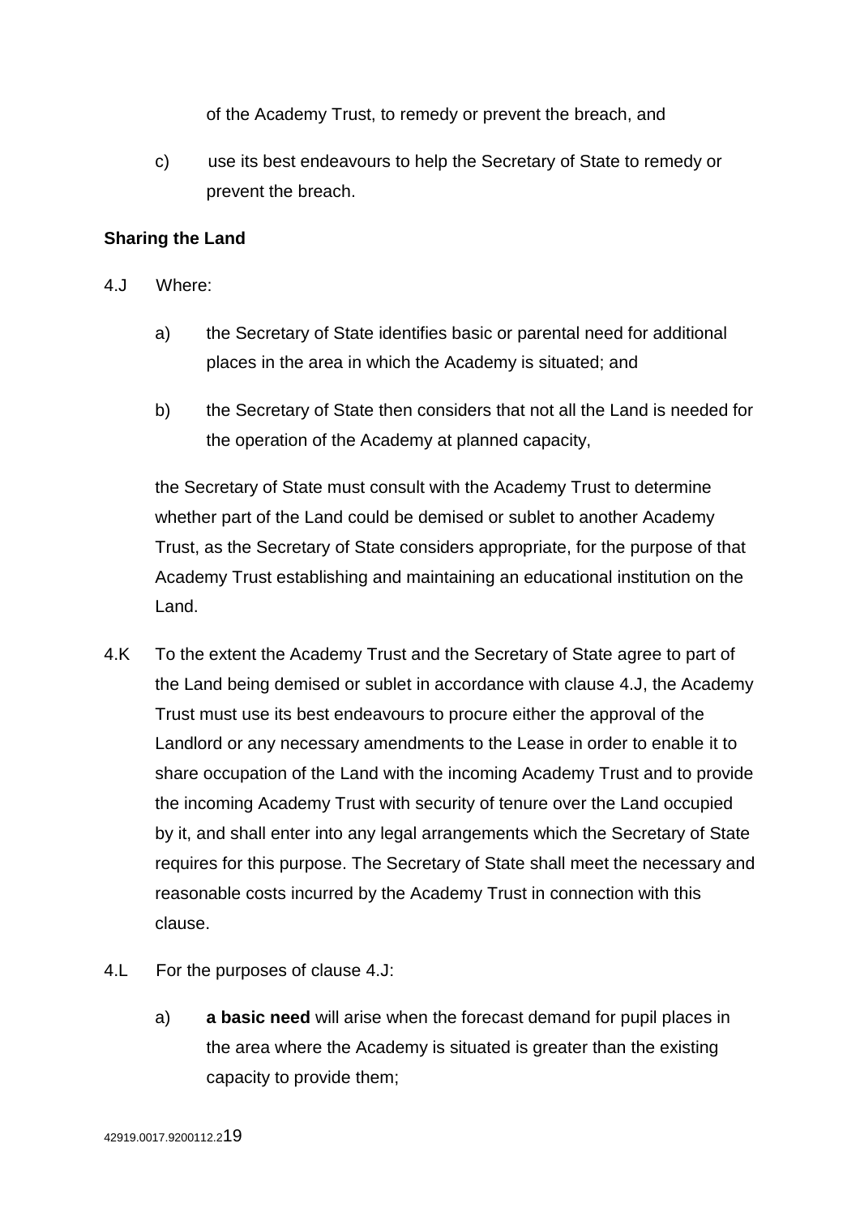of the Academy Trust, to remedy or prevent the breach, and

c) use its best endeavours to help the Secretary of State to remedy or prevent the breach.

**Sharing the Land**

4.J Where:

a) the Secretary of State identifies basic or parental need for additional places in the area in which the Academy is situated; and

b) the Secretary of State then considers that not all the Land is needed for the operation of the Academy at planned capacity,

the Secretary of State must consult with the Academy Trust to determine whether part of the Land could be demised or sublet to another Academy Trust, as the Secretary of State considers appropriate, for the purpose of that Academy Trust establishing and maintaining an educational institution on the Land.

4.K To the extent the Academy Trust and the Secretary of State agree to part of the Land being demised or sublet in accordance with clause 4.J, the Academy Trust must use its best endeavours to procure either the approval of the Landlord or any necessary amendments to the Lease in order to enable it to share occupation of the Land with the incoming Academy Trust and to provide the incoming Academy Trust with security of tenure over the Land occupied by it, and shall enter into any legal arrangements which the Secretary of State requires for this purpose. The Secretary of State shall meet the necessary and reasonable costs incurred by the Academy Trust in connection with this clause.

4.L For the purposes of clause 4.J:

a) **a basic need** will arise when the forecast demand for pupil places in the area where the Academy is situated is greater than the existing capacity to provide them;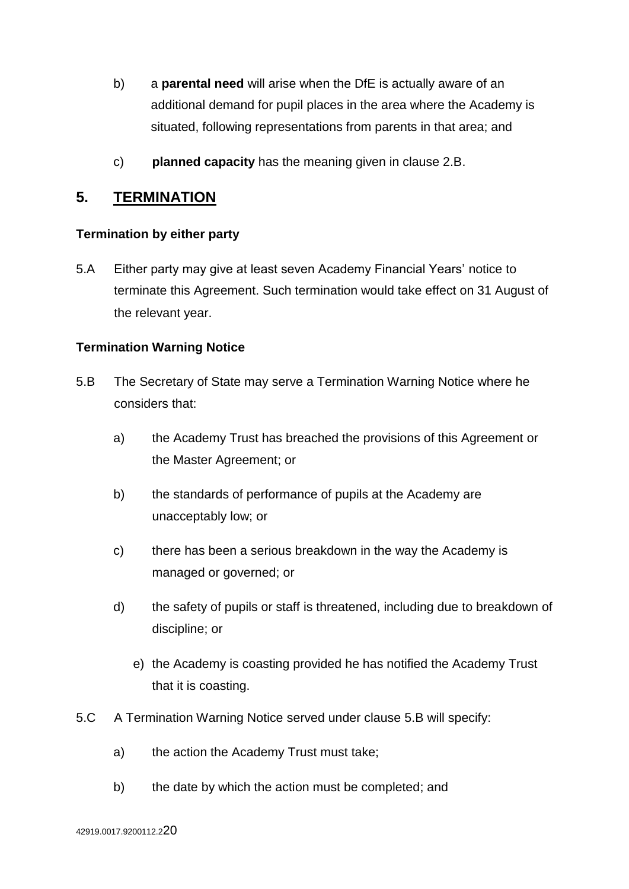b) a **parental need** will arise when the DfE is actually aware of an additional demand for pupil places in the area where the Academy is situated, following representations from parents in that area; and

c) **planned capacity** has the meaning given in clause 2.B.

## 5. TERMINATION

**Termination by either party**

5.A Either party may give at least seven Academy Financial Years' notice to terminate this Agreement. Such termination would take effect on 31 August of the relevant year.

**Termination Warning Notice**

5.B The Secretary of State may serve a Termination Warning Notice where he considers that:

a) the Academy Trust has breached the provisions of this Agreement or the Master Agreement; or

b) the standards of performance of pupils at the Academy are unacceptably low; or

c) there has been a serious breakdown in the way the Academy is managed or governed; or

d) the safety of pupils or staff is threatened, including due to breakdown of discipline; or

e) the Academy is coasting provided he has notified the Academy Trust that it is coasting.

5.C A Termination Warning Notice served under clause 5.B will specify:

a) the action the Academy Trust must take;

b) the date by which the action must be completed; and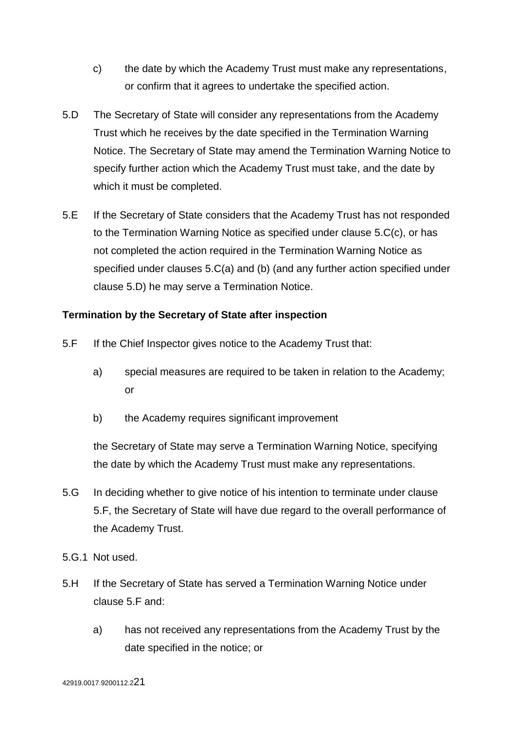c) the date by which the Academy Trust must make any representations, or confirm that it agrees to undertake the specified action.

5.D The Secretary of State will consider any representations from the Academy Trust which he receives by the date specified in the Termination Warning Notice. The Secretary of State may amend the Termination Warning Notice to specify further action which the Academy Trust must take, and the date by which it must be completed.

5.E If the Secretary of State considers that the Academy Trust has not responded to the Termination Warning Notice as specified under clause 5.C(c), or has not completed the action required in the Termination Warning Notice as specified under clauses 5.C(a) and (b) (and any further action specified under clause 5.D) he may serve a Termination Notice.

**Termination by the Secretary of State after inspection**

5.F If the Chief Inspector gives notice to the Academy Trust that:

a) special measures are required to be taken in relation to the Academy; or

b) the Academy requires significant improvement

the Secretary of State may serve a Termination Warning Notice, specifying the date by which the Academy Trust must make any representations.

5.G In deciding whether to give notice of his intention to terminate under clause 5.F, the Secretary of State will have due regard to the overall performance of the Academy Trust.

5.G.1 Not used.

5.H If the Secretary of State has served a Termination Warning Notice under clause 5.F and:

a) has not received any representations from the Academy Trust by the date specified in the notice; or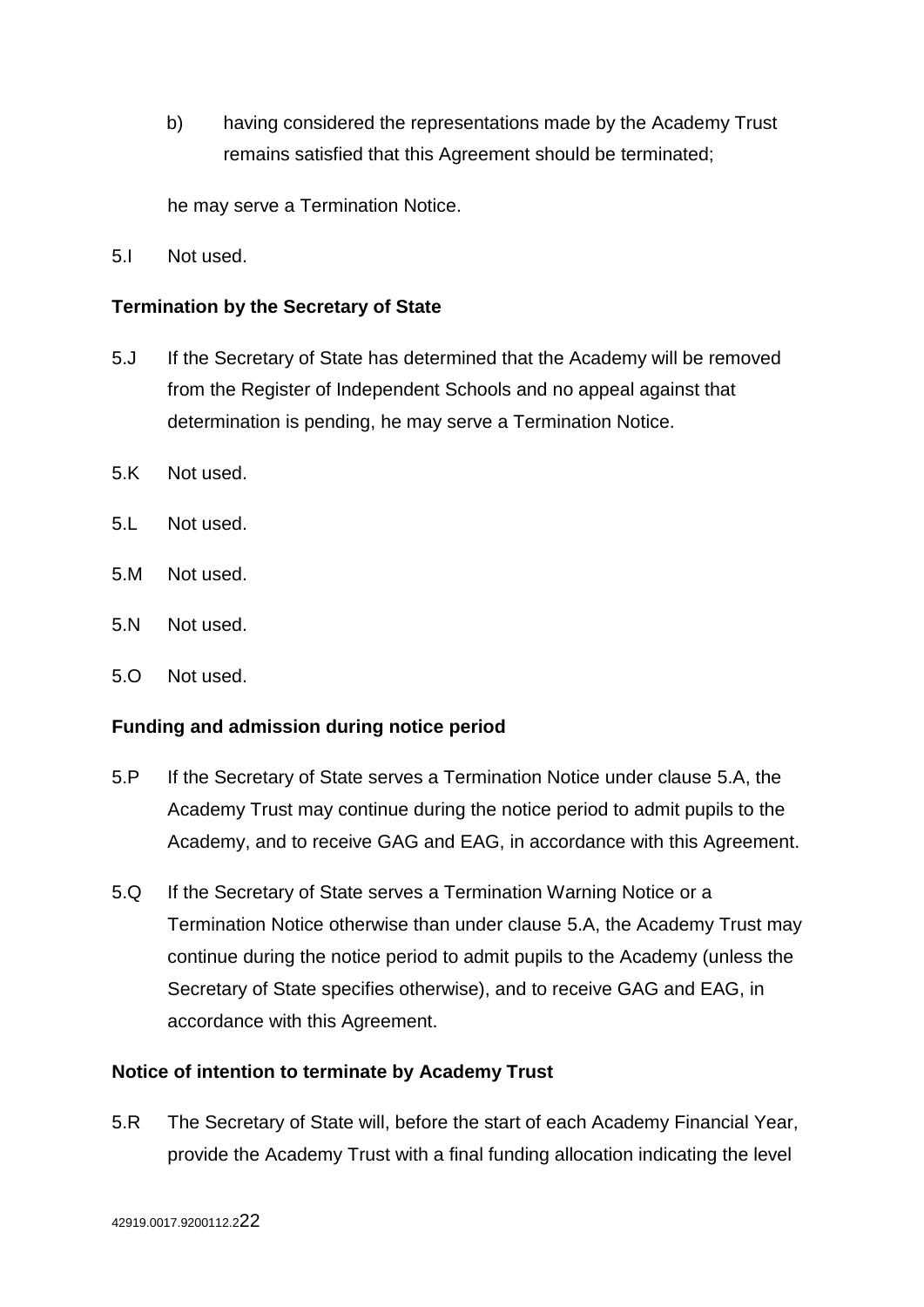b) having considered the representations made by the Academy Trust remains satisfied that this Agreement should be terminated;

he may serve a Termination Notice.

5.I Not used.

**Termination by the Secretary of State**

5.J If the Secretary of State has determined that the Academy will be removed from the Register of Independent Schools and no appeal against that determination is pending, he may serve a Termination Notice.

5.K Not used.

5.L Not used.

5.M Not used.

5.N Not used.

5.O Not used.

**Funding and admission during notice period**

5.P If the Secretary of State serves a Termination Notice under clause 5.A, the Academy Trust may continue during the notice period to admit pupils to the Academy, and to receive GAG and EAG, in accordance with this Agreement.

5.Q If the Secretary of State serves a Termination Warning Notice or a Termination Notice otherwise than under clause 5.A, the Academy Trust may continue during the notice period to admit pupils to the Academy (unless the Secretary of State specifies otherwise), and to receive GAG and EAG, in accordance with this Agreement.

**Notice of intention to terminate by Academy Trust**

5.R The Secretary of State will, before the start of each Academy Financial Year, provide the Academy Trust with a final funding allocation indicating the level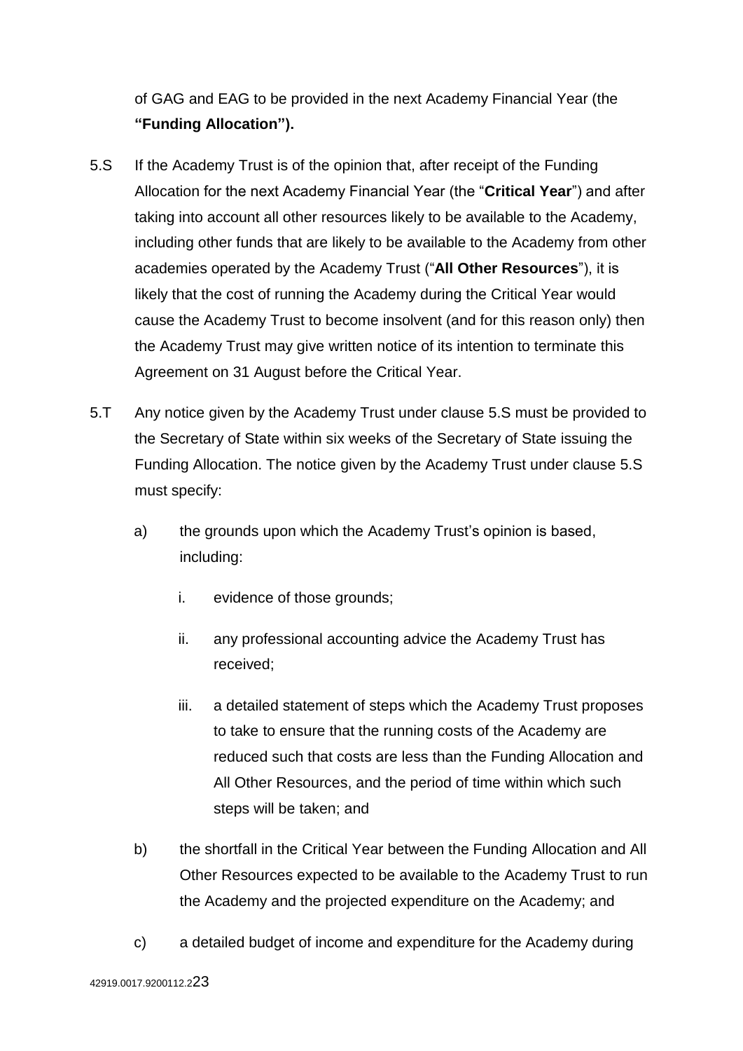of GAG and EAG to be provided in the next Academy Financial Year (the **"Funding Allocation").**

5.S If the Academy Trust is of the opinion that, after receipt of the Funding Allocation for the next Academy Financial Year (the "**Critical Year**") and after taking into account all other resources likely to be available to the Academy, including other funds that are likely to be available to the Academy from other academies operated by the Academy Trust ("**All Other Resources**"), it is likely that the cost of running the Academy during the Critical Year would cause the Academy Trust to become insolvent (and for this reason only) then the Academy Trust may give written notice of its intention to terminate this Agreement on 31 August before the Critical Year.

5.T Any notice given by the Academy Trust under clause 5.S must be provided to the Secretary of State within six weeks of the Secretary of State issuing the Funding Allocation. The notice given by the Academy Trust under clause 5.S must specify:

a) the grounds upon which the Academy Trust's opinion is based, including:

   i. evidence of those grounds;

   ii. any professional accounting advice the Academy Trust has received;

   iii. a detailed statement of steps which the Academy Trust proposes to take to ensure that the running costs of the Academy are reduced such that costs are less than the Funding Allocation and All Other Resources, and the period of time within which such steps will be taken; and

b) the shortfall in the Critical Year between the Funding Allocation and All Other Resources expected to be available to the Academy Trust to run the Academy and the projected expenditure on the Academy; and

c) a detailed budget of income and expenditure for the Academy during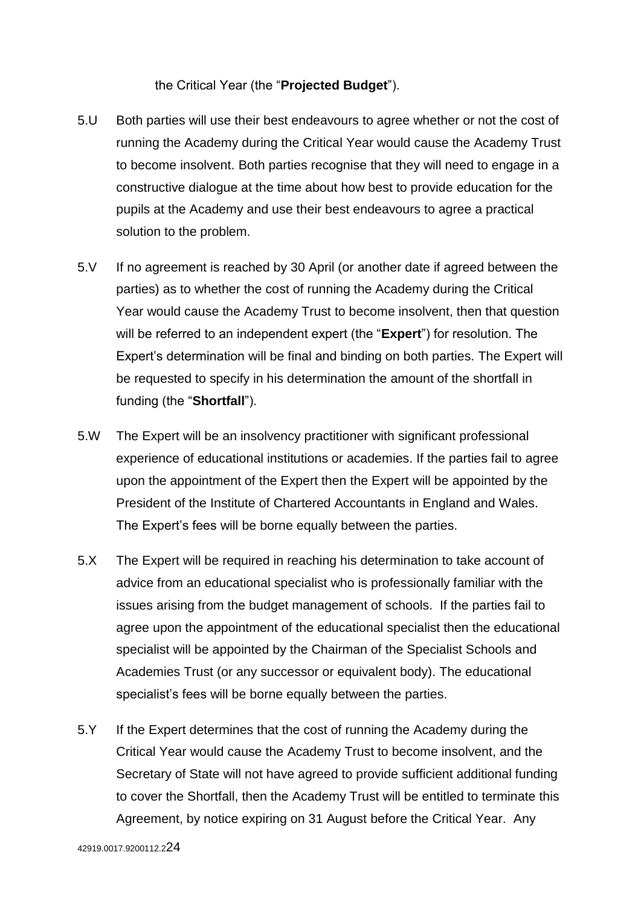the Critical Year (the "**Projected Budget**").

5.U Both parties will use their best endeavours to agree whether or not the cost of running the Academy during the Critical Year would cause the Academy Trust to become insolvent. Both parties recognise that they will need to engage in a constructive dialogue at the time about how best to provide education for the pupils at the Academy and use their best endeavours to agree a practical solution to the problem.

5.V If no agreement is reached by 30 April (or another date if agreed between the parties) as to whether the cost of running the Academy during the Critical Year would cause the Academy Trust to become insolvent, then that question will be referred to an independent expert (the "**Expert**") for resolution. The Expert's determination will be final and binding on both parties. The Expert will be requested to specify in his determination the amount of the shortfall in funding (the "**Shortfall**").

5.W The Expert will be an insolvency practitioner with significant professional experience of educational institutions or academies. If the parties fail to agree upon the appointment of the Expert then the Expert will be appointed by the President of the Institute of Chartered Accountants in England and Wales. The Expert's fees will be borne equally between the parties.

5.X The Expert will be required in reaching his determination to take account of advice from an educational specialist who is professionally familiar with the issues arising from the budget management of schools. If the parties fail to agree upon the appointment of the educational specialist then the educational specialist will be appointed by the Chairman of the Specialist Schools and Academies Trust (or any successor or equivalent body). The educational specialist's fees will be borne equally between the parties.

5.Y If the Expert determines that the cost of running the Academy during the Critical Year would cause the Academy Trust to become insolvent, and the Secretary of State will not have agreed to provide sufficient additional funding to cover the Shortfall, then the Academy Trust will be entitled to terminate this Agreement, by notice expiring on 31 August before the Critical Year. Any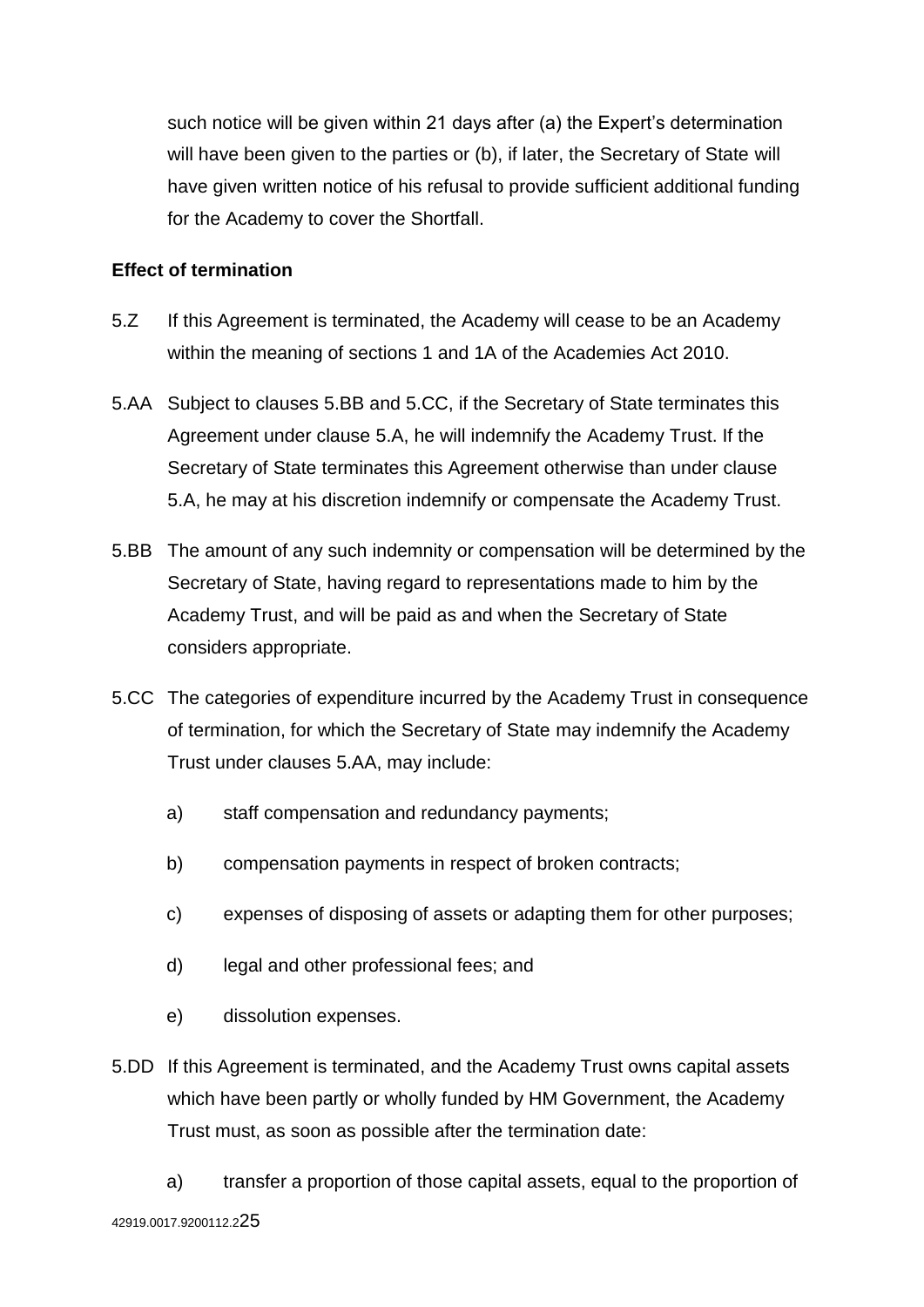such notice will be given within 21 days after (a) the Expert's determination will have been given to the parties or (b), if later, the Secretary of State will have given written notice of his refusal to provide sufficient additional funding for the Academy to cover the Shortfall.

**Effect of termination**

5.Z If this Agreement is terminated, the Academy will cease to be an Academy within the meaning of sections 1 and 1A of the Academies Act 2010.

5.AA Subject to clauses 5.BB and 5.CC, if the Secretary of State terminates this Agreement under clause 5.A, he will indemnify the Academy Trust. If the Secretary of State terminates this Agreement otherwise than under clause 5.A, he may at his discretion indemnify or compensate the Academy Trust.

5.BB The amount of any such indemnity or compensation will be determined by the Secretary of State, having regard to representations made to him by the Academy Trust, and will be paid as and when the Secretary of State considers appropriate.

5.CC The categories of expenditure incurred by the Academy Trust in consequence of termination, for which the Secretary of State may indemnify the Academy Trust under clauses 5.AA, may include:

a) staff compensation and redundancy payments;

b) compensation payments in respect of broken contracts;

c) expenses of disposing of assets or adapting them for other purposes;

d) legal and other professional fees; and

e) dissolution expenses.

5.DD If this Agreement is terminated, and the Academy Trust owns capital assets which have been partly or wholly funded by HM Government, the Academy Trust must, as soon as possible after the termination date:

a) transfer a proportion of those capital assets, equal to the proportion of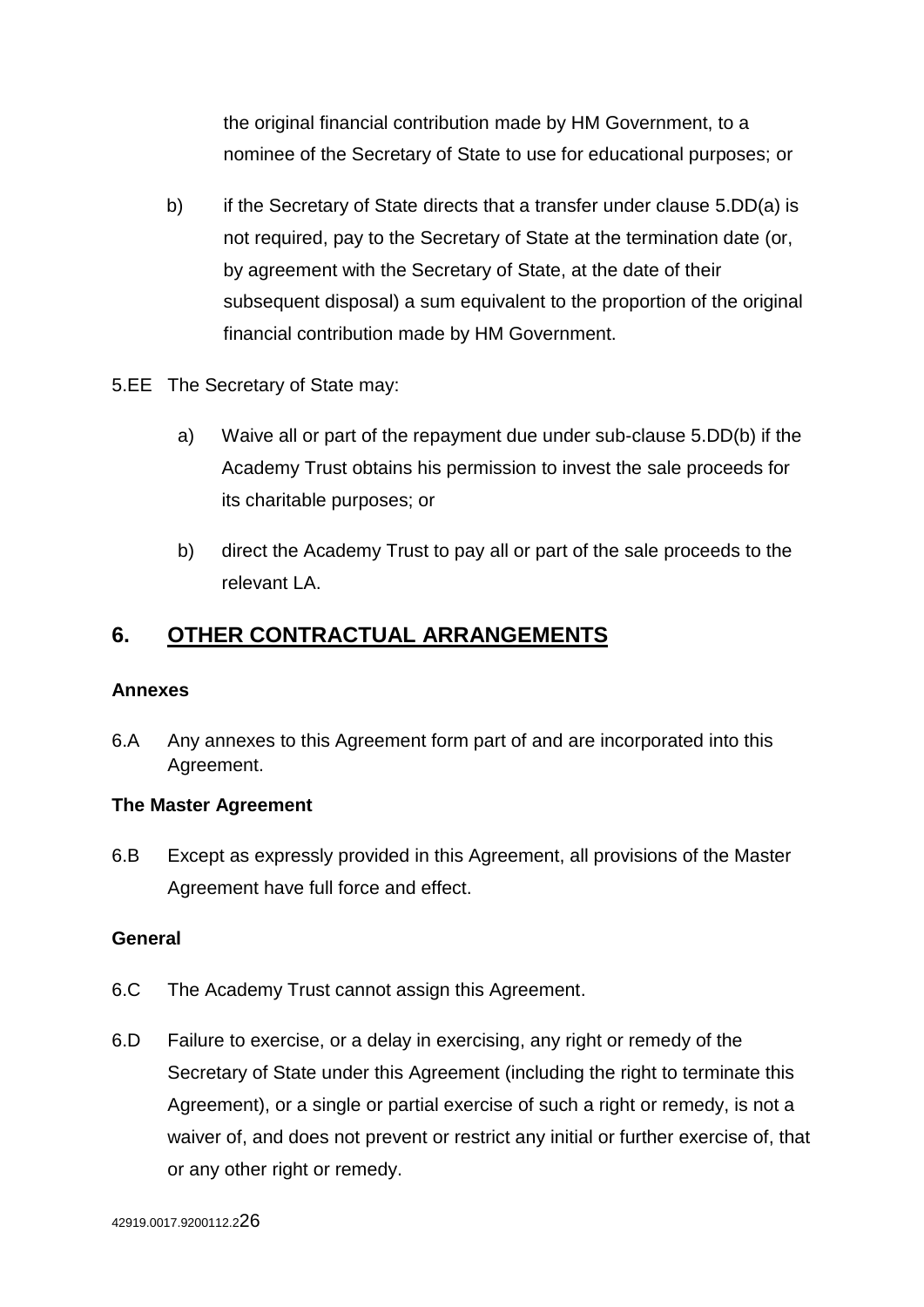the original financial contribution made by HM Government, to a nominee of the Secretary of State to use for educational purposes; or

b) if the Secretary of State directs that a transfer under clause 5.DD(a) is not required, pay to the Secretary of State at the termination date (or, by agreement with the Secretary of State, at the date of their subsequent disposal) a sum equivalent to the proportion of the original financial contribution made by HM Government.

5.EE The Secretary of State may:

a) Waive all or part of the repayment due under sub-clause 5.DD(b) if the Academy Trust obtains his permission to invest the sale proceeds for its charitable purposes; or

b) direct the Academy Trust to pay all or part of the sale proceeds to the relevant LA.

## 6. OTHER CONTRACTUAL ARRANGEMENTS

**Annexes**

6.A Any annexes to this Agreement form part of and are incorporated into this Agreement.

**The Master Agreement**

6.B Except as expressly provided in this Agreement, all provisions of the Master Agreement have full force and effect.

**General**

6.C The Academy Trust cannot assign this Agreement.

6.D Failure to exercise, or a delay in exercising, any right or remedy of the Secretary of State under this Agreement (including the right to terminate this Agreement), or a single or partial exercise of such a right or remedy, is not a waiver of, and does not prevent or restrict any initial or further exercise of, that or any other right or remedy.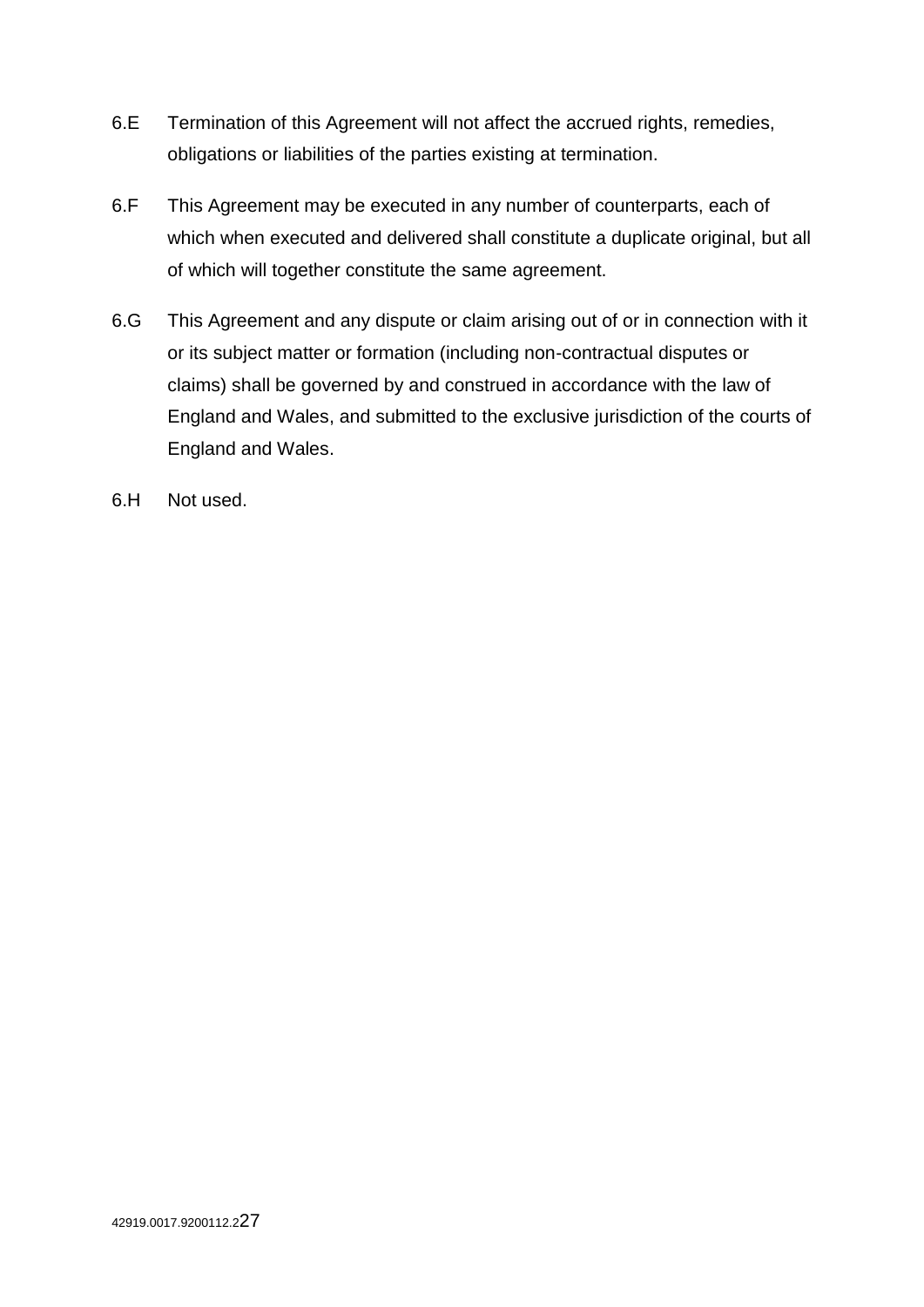6.E Termination of this Agreement will not affect the accrued rights, remedies, obligations or liabilities of the parties existing at termination.

6.F This Agreement may be executed in any number of counterparts, each of which when executed and delivered shall constitute a duplicate original, but all of which will together constitute the same agreement.

6.G This Agreement and any dispute or claim arising out of or in connection with it or its subject matter or formation (including non-contractual disputes or claims) shall be governed by and construed in accordance with the law of England and Wales, and submitted to the exclusive jurisdiction of the courts of England and Wales.

6.H Not used.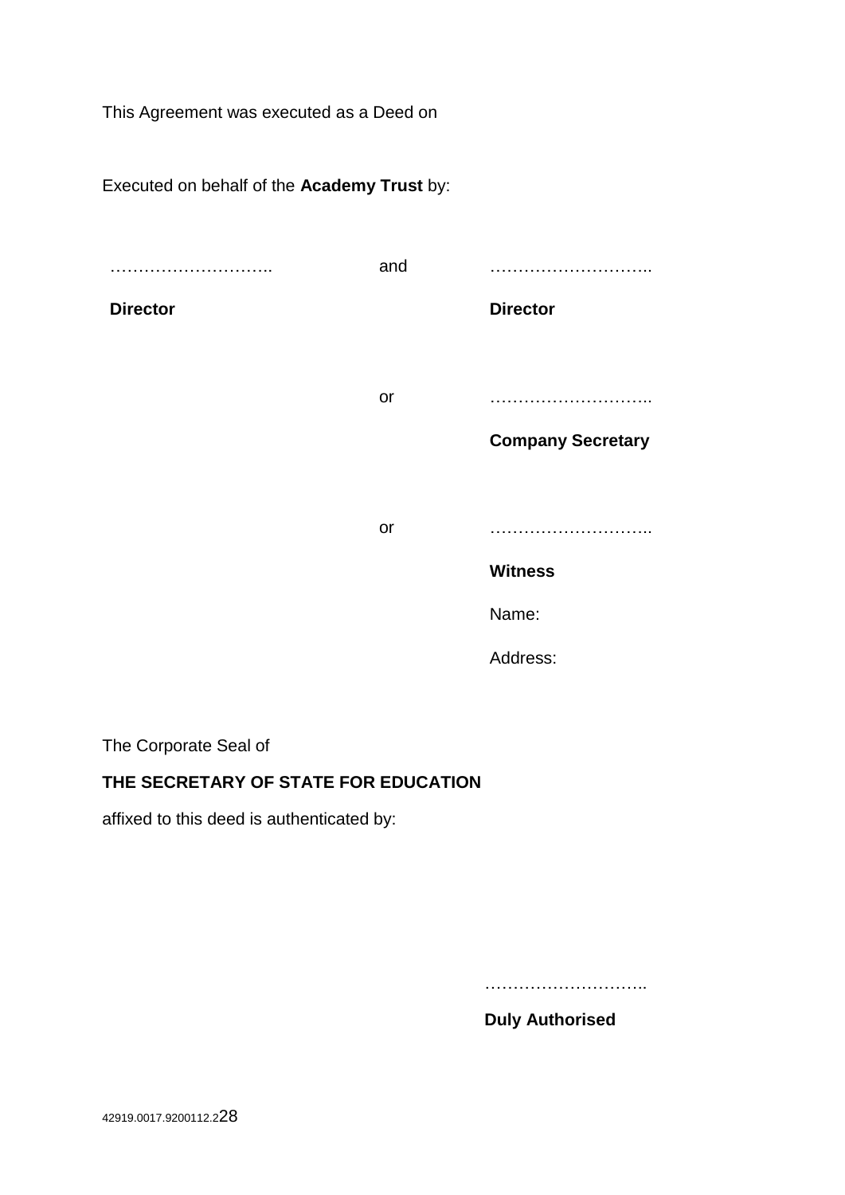This Agreement was executed as a Deed on

Executed on behalf of the **Academy Trust** by:

| | | |
|---|---|---|
| ……………………….. | and | ……………………….. |
| **Director** | | **Director** |
| | or | ……………………….. |
| | | **Company Secretary** |
| | or | ……………………….. |
| | | **Witness** |
| | | Name: |
| | | Address: |

The Corporate Seal of

**THE SECRETARY OF STATE FOR EDUCATION**

affixed to this deed is authenticated by:

………………………..

**Duly Authorised**

42919.0017.9200112.2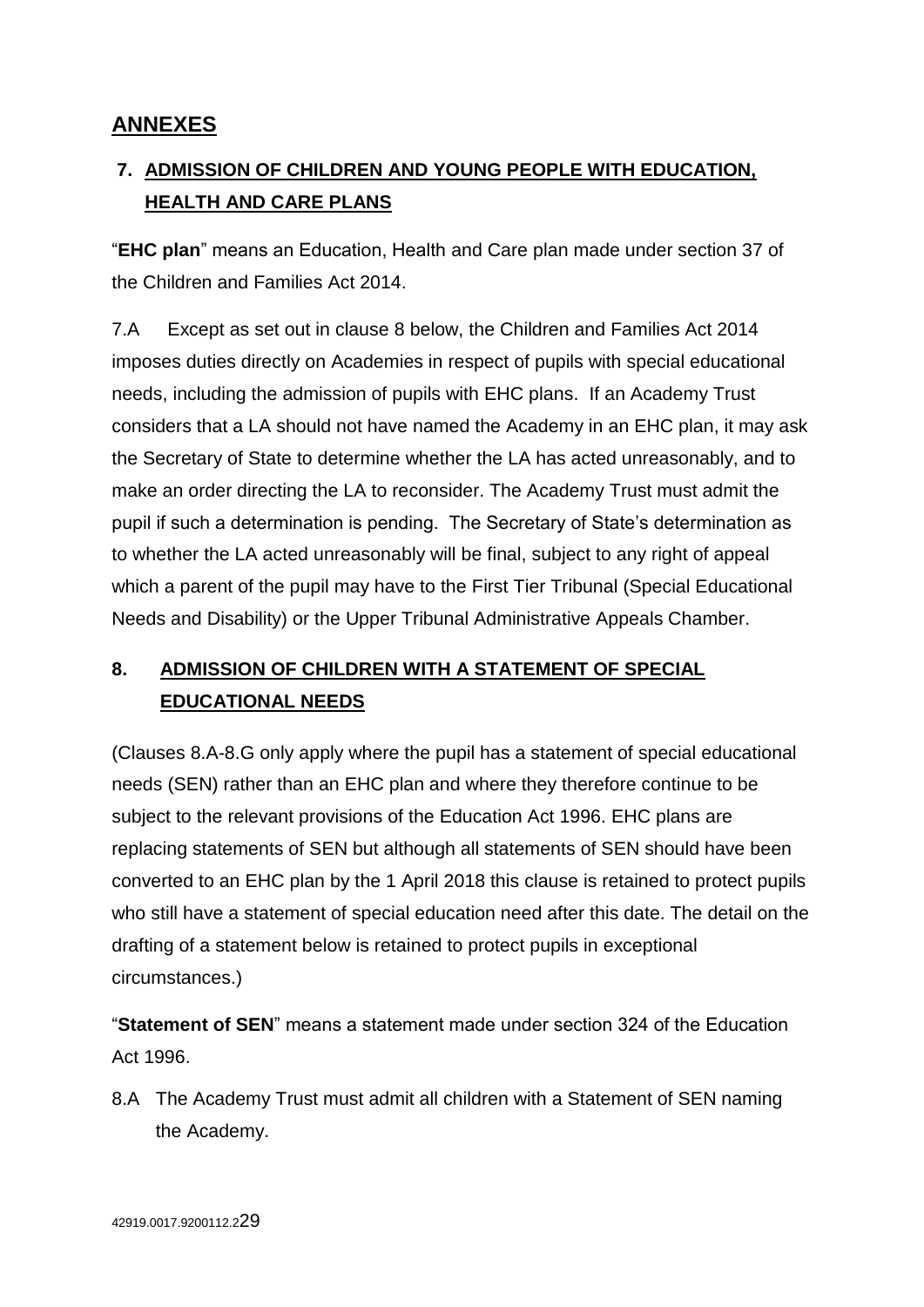## ANNEXES

### 7. ADMISSION OF CHILDREN AND YOUNG PEOPLE WITH EDUCATION, HEALTH AND CARE PLANS

"**EHC plan**" means an Education, Health and Care plan made under section 37 of the Children and Families Act 2014.

7.A Except as set out in clause 8 below, the Children and Families Act 2014 imposes duties directly on Academies in respect of pupils with special educational needs, including the admission of pupils with EHC plans. If an Academy Trust considers that a LA should not have named the Academy in an EHC plan, it may ask the Secretary of State to determine whether the LA has acted unreasonably, and to make an order directing the LA to reconsider. The Academy Trust must admit the pupil if such a determination is pending. The Secretary of State's determination as to whether the LA acted unreasonably will be final, subject to any right of appeal which a parent of the pupil may have to the First Tier Tribunal (Special Educational Needs and Disability) or the Upper Tribunal Administrative Appeals Chamber.

### 8. ADMISSION OF CHILDREN WITH A STATEMENT OF SPECIAL EDUCATIONAL NEEDS

(Clauses 8.A-8.G only apply where the pupil has a statement of special educational needs (SEN) rather than an EHC plan and where they therefore continue to be subject to the relevant provisions of the Education Act 1996. EHC plans are replacing statements of SEN but although all statements of SEN should have been converted to an EHC plan by the 1 April 2018 this clause is retained to protect pupils who still have a statement of special education need after this date. The detail on the drafting of a statement below is retained to protect pupils in exceptional circumstances.)

"**Statement of SEN**" means a statement made under section 324 of the Education Act 1996.

8.A The Academy Trust must admit all children with a Statement of SEN naming the Academy.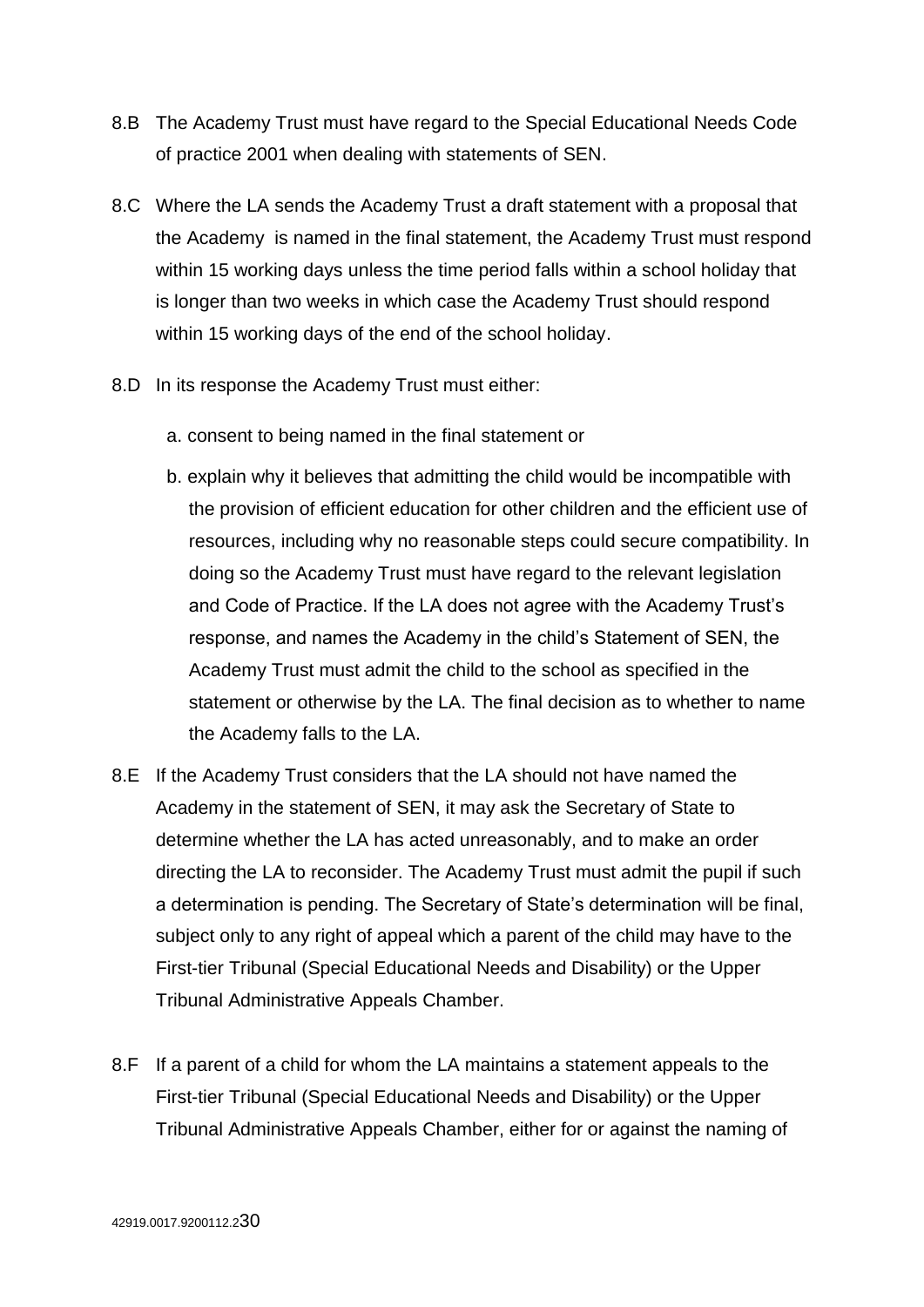8.B The Academy Trust must have regard to the Special Educational Needs Code of practice 2001 when dealing with statements of SEN.

8.C Where the LA sends the Academy Trust a draft statement with a proposal that the Academy is named in the final statement, the Academy Trust must respond within 15 working days unless the time period falls within a school holiday that is longer than two weeks in which case the Academy Trust should respond within 15 working days of the end of the school holiday.

8.D In its response the Academy Trust must either:

a. consent to being named in the final statement or

b. explain why it believes that admitting the child would be incompatible with the provision of efficient education for other children and the efficient use of resources, including why no reasonable steps could secure compatibility. In doing so the Academy Trust must have regard to the relevant legislation and Code of Practice. If the LA does not agree with the Academy Trust's response, and names the Academy in the child's Statement of SEN, the Academy Trust must admit the child to the school as specified in the statement or otherwise by the LA. The final decision as to whether to name the Academy falls to the LA.

8.E If the Academy Trust considers that the LA should not have named the Academy in the statement of SEN, it may ask the Secretary of State to determine whether the LA has acted unreasonably, and to make an order directing the LA to reconsider. The Academy Trust must admit the pupil if such a determination is pending. The Secretary of State's determination will be final, subject only to any right of appeal which a parent of the child may have to the First-tier Tribunal (Special Educational Needs and Disability) or the Upper Tribunal Administrative Appeals Chamber.

8.F If a parent of a child for whom the LA maintains a statement appeals to the First-tier Tribunal (Special Educational Needs and Disability) or the Upper Tribunal Administrative Appeals Chamber, either for or against the naming of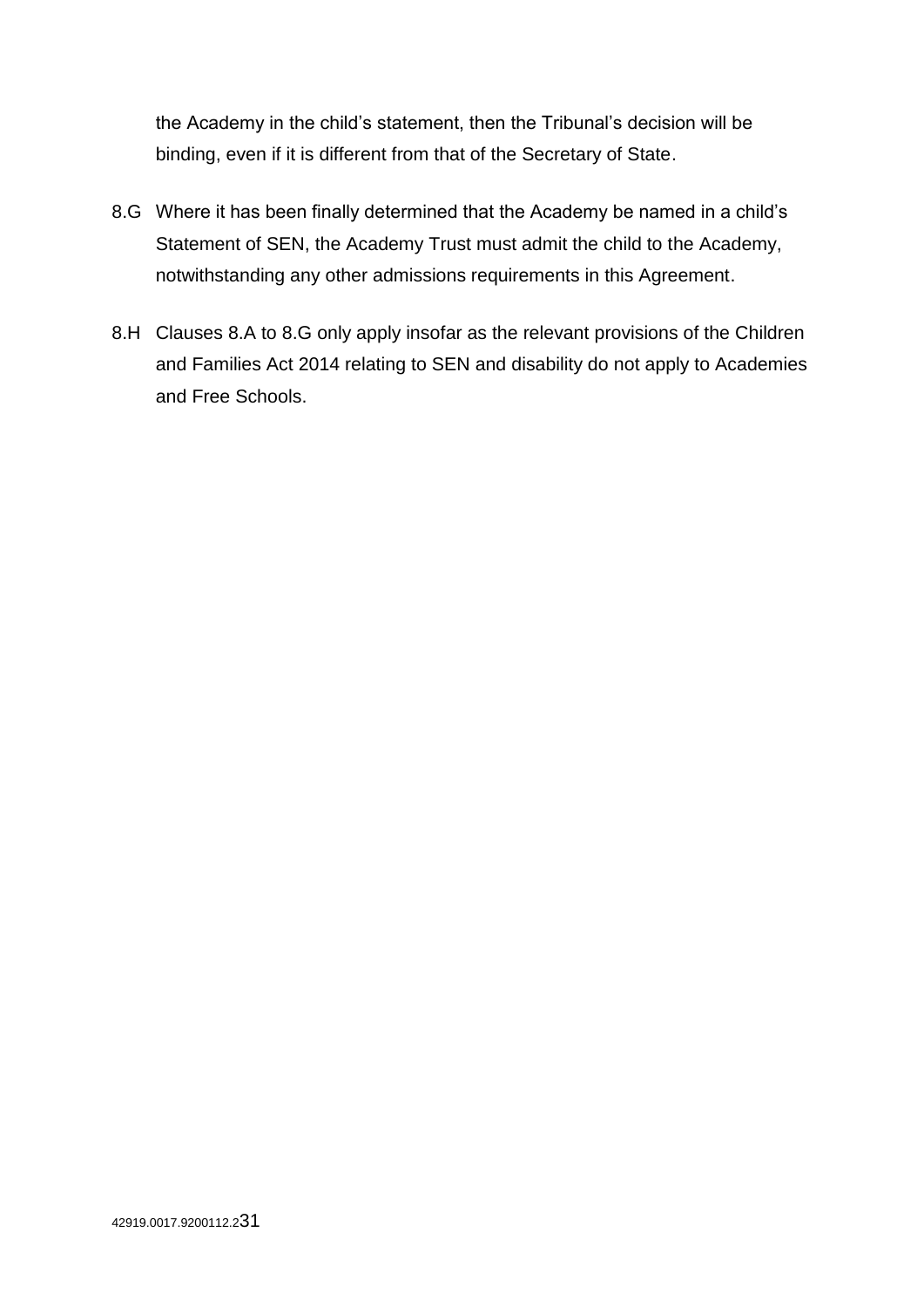the Academy in the child's statement, then the Tribunal's decision will be binding, even if it is different from that of the Secretary of State.

8.G Where it has been finally determined that the Academy be named in a child's Statement of SEN, the Academy Trust must admit the child to the Academy, notwithstanding any other admissions requirements in this Agreement.

8.H Clauses 8.A to 8.G only apply insofar as the relevant provisions of the Children and Families Act 2014 relating to SEN and disability do not apply to Academies and Free Schools.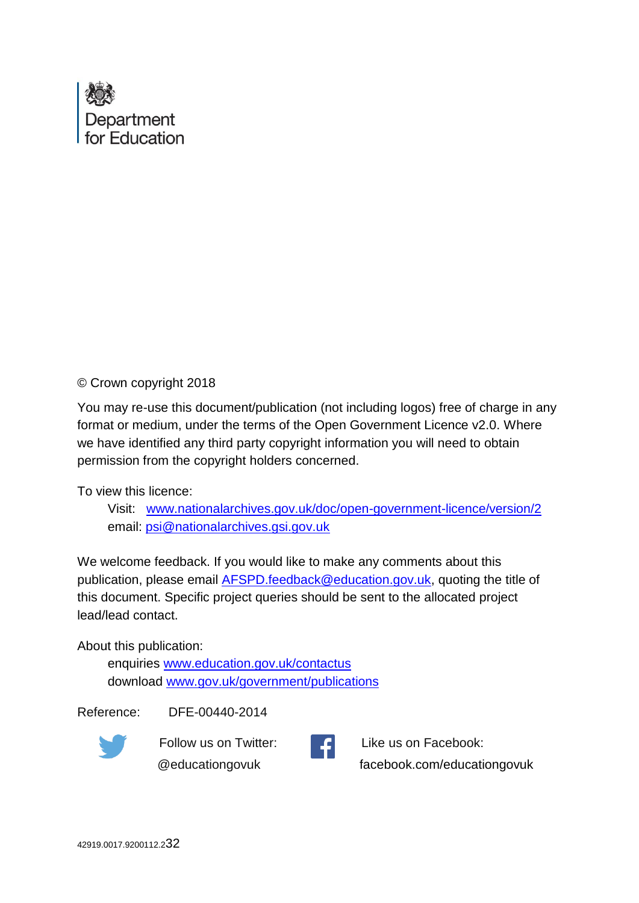Department for Education

© Crown copyright 2018

You may re-use this document/publication (not including logos) free of charge in any format or medium, under the terms of the Open Government Licence v2.0. Where we have identified any third party copyright information you will need to obtain permission from the copyright holders concerned.

To view this licence:

Visit: www.nationalarchives.gov.uk/doc/open-government-licence/version/2
email: psi@nationalarchives.gsi.gov.uk

We welcome feedback. If you would like to make any comments about this publication, please email AFSPD.feedback@education.gov.uk, quoting the title of this document. Specific project queries should be sent to the allocated project lead/lead contact.

About this publication:

enquiries www.education.gov.uk/contactus
download www.gov.uk/government/publications

Reference: DFE-00440-2014

Follow us on Twitter: @educationgovuk

Like us on Facebook: facebook.com/educationgovuk

42919.0017.9200112.2